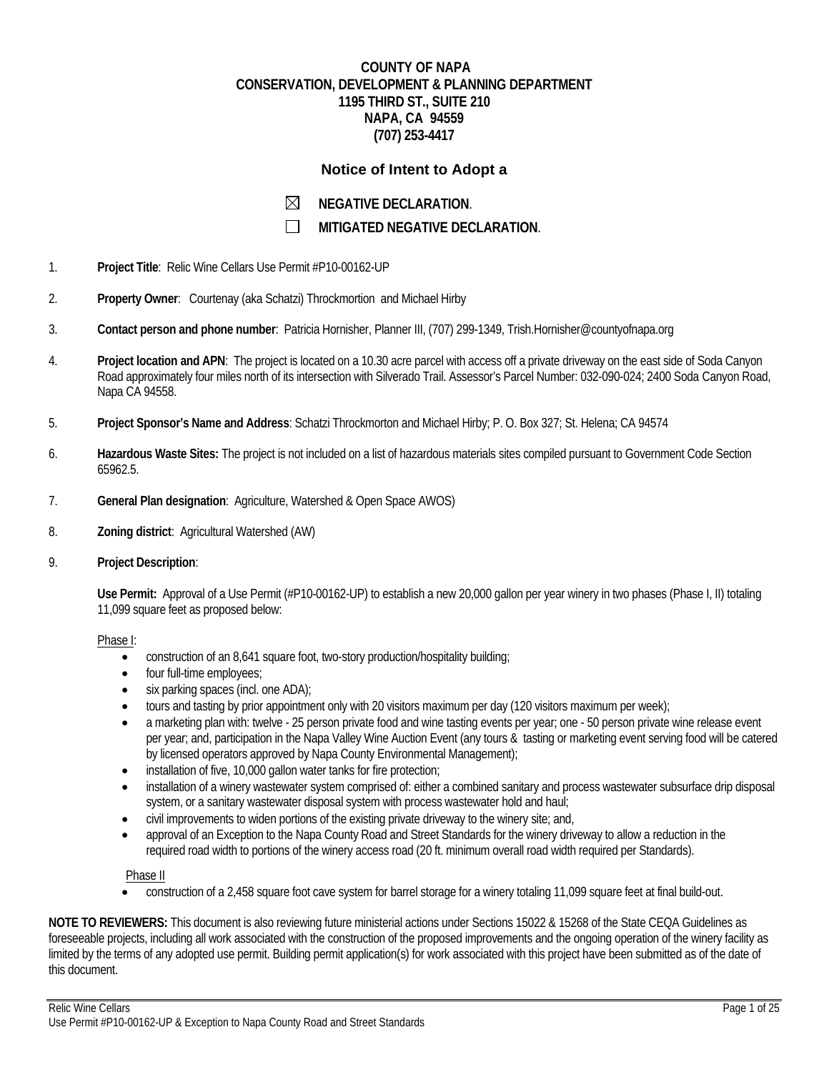**COUNTY OF NAPA**
**CONSERVATION, DEVELOPMENT & PLANNING DEPARTMENT**
**1195 THIRD ST., SUITE 210**
**NAPA, CA 94559**
**(707) 253-4417**

## Notice of Intent to Adopt a

☒ **NEGATIVE DECLARATION**.

☐ **MITIGATED NEGATIVE DECLARATION**.

1. **Project Title**: Relic Wine Cellars Use Permit #P10-00162-UP

2. **Property Owner**: Courtenay (aka Schatzi) Throckmortion and Michael Hirby

3. **Contact person and phone number**: Patricia Hornisher, Planner III, (707) 299-1349, Trish.Hornisher@countyofnapa.org

4. **Project location and APN**: The project is located on a 10.30 acre parcel with access off a private driveway on the east side of Soda Canyon Road approximately four miles north of its intersection with Silverado Trail. Assessor's Parcel Number: 032-090-024; 2400 Soda Canyon Road, Napa CA 94558.

5. **Project Sponsor's Name and Address**: Schatzi Throckmorton and Michael Hirby; P. O. Box 327; St. Helena; CA 94574

6. **Hazardous Waste Sites:** The project is not included on a list of hazardous materials sites compiled pursuant to Government Code Section 65962.5.

7. **General Plan designation**: Agriculture, Watershed & Open Space AWOS)

8. **Zoning district**: Agricultural Watershed (AW)

9. **Project Description**:

   **Use Permit:** Approval of a Use Permit (#P10-00162-UP) to establish a new 20,000 gallon per year winery in two phases (Phase I, II) totaling 11,099 square feet as proposed below:

   Phase I:
   - construction of an 8,641 square foot, two-story production/hospitality building;
   - four full-time employees;
   - six parking spaces (incl. one ADA);
   - tours and tasting by prior appointment only with 20 visitors maximum per day (120 visitors maximum per week);
   - a marketing plan with: twelve - 25 person private food and wine tasting events per year; one - 50 person private wine release event per year; and, participation in the Napa Valley Wine Auction Event (any tours & tasting or marketing event serving food will be catered by licensed operators approved by Napa County Environmental Management);
   - installation of five, 10,000 gallon water tanks for fire protection;
   - installation of a winery wastewater system comprised of: either a combined sanitary and process wastewater subsurface drip disposal system, or a sanitary wastewater disposal system with process wastewater hold and haul;
   - civil improvements to widen portions of the existing private driveway to the winery site; and,
   - approval of an Exception to the Napa County Road and Street Standards for the winery driveway to allow a reduction in the required road width to portions of the winery access road (20 ft. minimum overall road width required per Standards).

   Phase II
   - construction of a 2,458 square foot cave system for barrel storage for a winery totaling 11,099 square feet at final build-out.

**NOTE TO REVIEWERS:** This document is also reviewing future ministerial actions under Sections 15022 & 15268 of the State CEQA Guidelines as foreseeable projects, including all work associated with the construction of the proposed improvements and the ongoing operation of the winery facility as limited by the terms of any adopted use permit. Building permit application(s) for work associated with this project have been submitted as of the date of this document.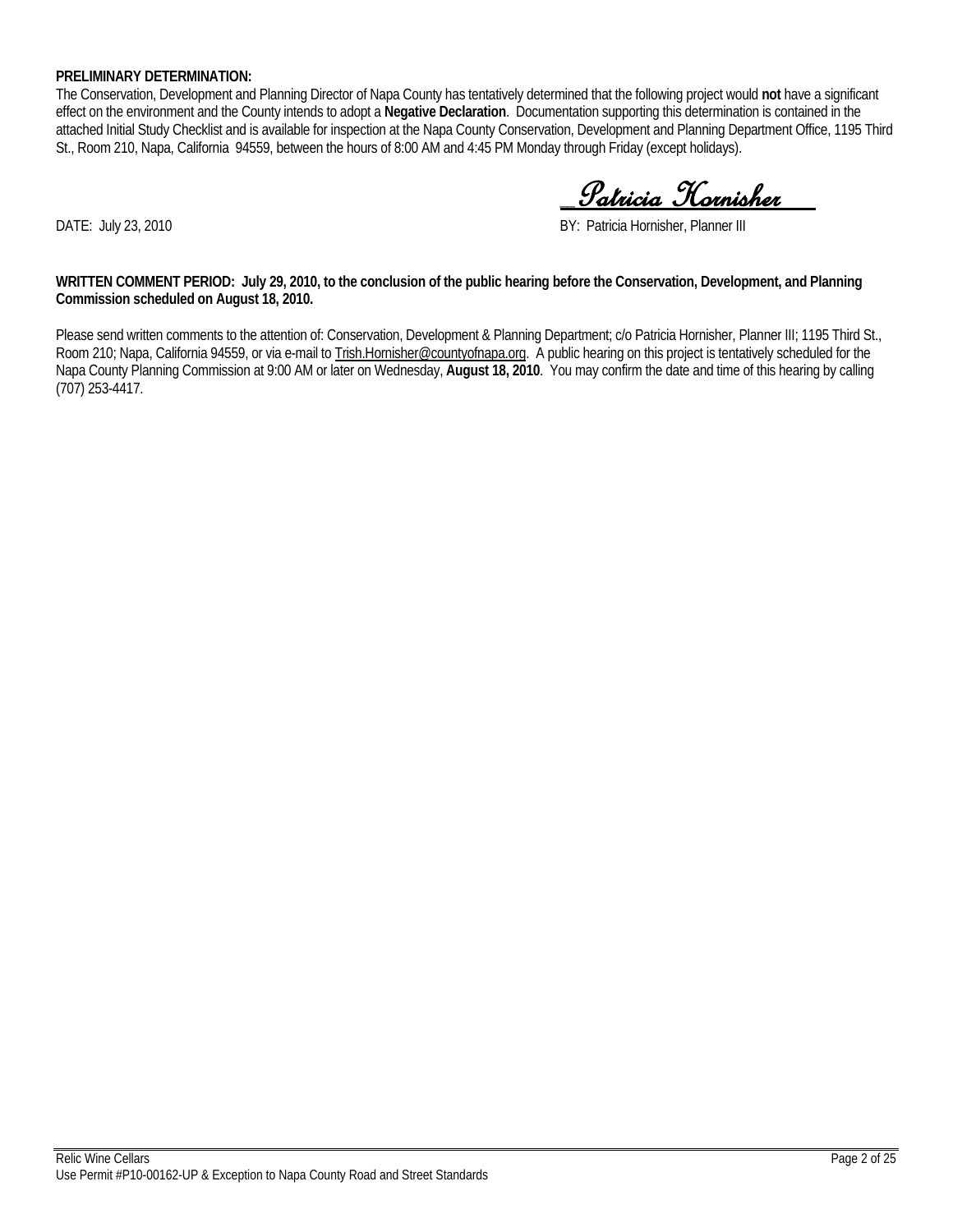**PRELIMINARY DETERMINATION:**

The Conservation, Development and Planning Director of Napa County has tentatively determined that the following project would **not** have a significant effect on the environment and the County intends to adopt a **Negative Declaration**. Documentation supporting this determination is contained in the attached Initial Study Checklist and is available for inspection at the Napa County Conservation, Development and Planning Department Office, 1195 Third St., Room 210, Napa, California 94559, between the hours of 8:00 AM and 4:45 PM Monday through Friday (except holidays).

_Patricia Hornisher_

DATE: July 23, 2010

BY: Patricia Hornisher, Planner III

**WRITTEN COMMENT PERIOD: July 29, 2010, to the conclusion of the public hearing before the Conservation, Development, and Planning Commission scheduled on August 18, 2010.**

Please send written comments to the attention of: Conservation, Development & Planning Department; c/o Patricia Hornisher, Planner III; 1195 Third St., Room 210; Napa, California 94559, or via e-mail to Trish.Hornisher@countyofnapa.org. A public hearing on this project is tentatively scheduled for the Napa County Planning Commission at 9:00 AM or later on Wednesday, **August 18, 2010**. You may confirm the date and time of this hearing by calling (707) 253-4417.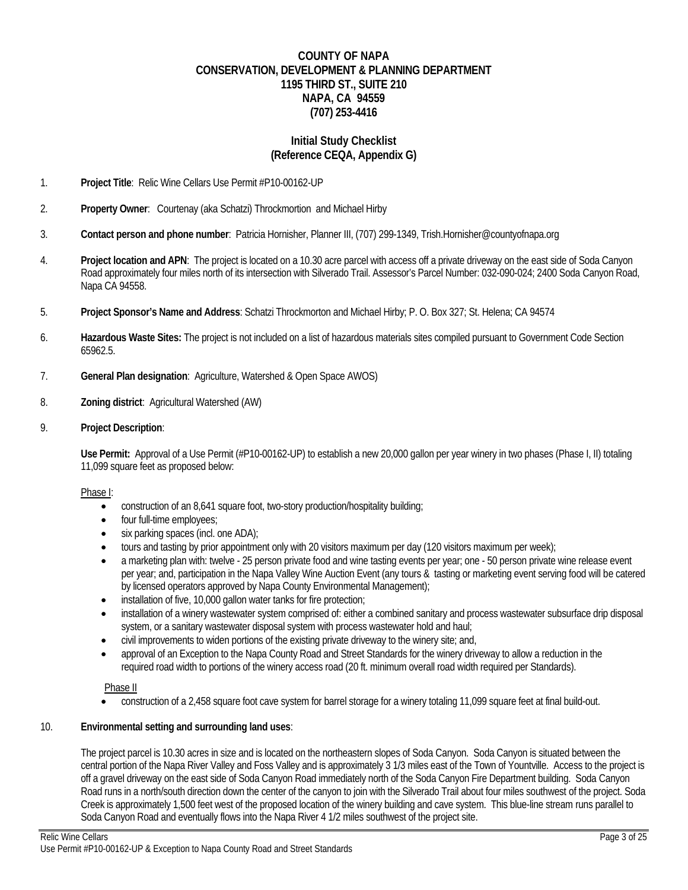**COUNTY OF NAPA**
**CONSERVATION, DEVELOPMENT & PLANNING DEPARTMENT**
**1195 THIRD ST., SUITE 210**
**NAPA, CA 94559**
**(707) 253-4416**

## Initial Study Checklist
## (Reference CEQA, Appendix G)

1. **Project Title**: Relic Wine Cellars Use Permit #P10-00162-UP

2. **Property Owner**: Courtenay (aka Schatzi) Throckmortion and Michael Hirby

3. **Contact person and phone number**: Patricia Hornisher, Planner III, (707) 299-1349, Trish.Hornisher@countyofnapa.org

4. **Project location and APN**: The project is located on a 10.30 acre parcel with access off a private driveway on the east side of Soda Canyon Road approximately four miles north of its intersection with Silverado Trail. Assessor's Parcel Number: 032-090-024; 2400 Soda Canyon Road, Napa CA 94558.

5. **Project Sponsor's Name and Address**: Schatzi Throckmorton and Michael Hirby; P. O. Box 327; St. Helena; CA 94574

6. **Hazardous Waste Sites:** The project is not included on a list of hazardous materials sites compiled pursuant to Government Code Section 65962.5.

7. **General Plan designation**: Agriculture, Watershed & Open Space AWOS)

8. **Zoning district**: Agricultural Watershed (AW)

9. **Project Description**:

   **Use Permit:** Approval of a Use Permit (#P10-00162-UP) to establish a new 20,000 gallon per year winery in two phases (Phase I, II) totaling 11,099 square feet as proposed below:

   Phase I:
   - construction of an 8,641 square foot, two-story production/hospitality building;
   - four full-time employees;
   - six parking spaces (incl. one ADA);
   - tours and tasting by prior appointment only with 20 visitors maximum per day (120 visitors maximum per week);
   - a marketing plan with: twelve - 25 person private food and wine tasting events per year; one - 50 person private wine release event per year; and, participation in the Napa Valley Wine Auction Event (any tours & tasting or marketing event serving food will be catered by licensed operators approved by Napa County Environmental Management);
   - installation of five, 10,000 gallon water tanks for fire protection;
   - installation of a winery wastewater system comprised of: either a combined sanitary and process wastewater subsurface drip disposal system, or a sanitary wastewater disposal system with process wastewater hold and haul;
   - civil improvements to widen portions of the existing private driveway to the winery site; and,
   - approval of an Exception to the Napa County Road and Street Standards for the winery driveway to allow a reduction in the required road width to portions of the winery access road (20 ft. minimum overall road width required per Standards).

   Phase II
   - construction of a 2,458 square foot cave system for barrel storage for a winery totaling 11,099 square feet at final build-out.

10. **Environmental setting and surrounding land uses**:

    The project parcel is 10.30 acres in size and is located on the northeastern slopes of Soda Canyon. Soda Canyon is situated between the central portion of the Napa River Valley and Foss Valley and is approximately 3 1/3 miles east of the Town of Yountville. Access to the project is off a gravel driveway on the east side of Soda Canyon Road immediately north of the Soda Canyon Fire Department building. Soda Canyon Road runs in a north/south direction down the center of the canyon to join with the Silverado Trail about four miles southwest of the project. Soda Creek is approximately 1,500 feet west of the proposed location of the winery building and cave system. This blue-line stream runs parallel to Soda Canyon Road and eventually flows into the Napa River 4 1/2 miles southwest of the project site.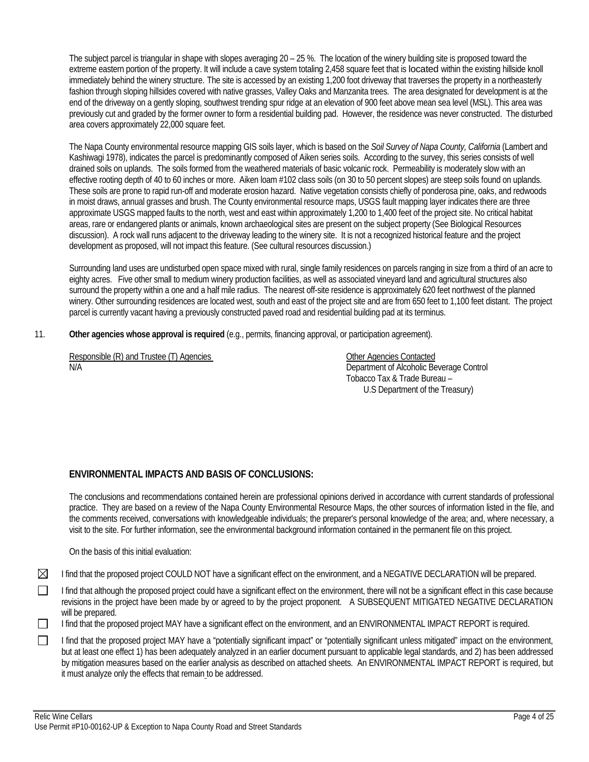The subject parcel is triangular in shape with slopes averaging 20 – 25 %. The location of the winery building site is proposed toward the extreme eastern portion of the property. It will include a cave system totaling 2,458 square feet that is located within the existing hillside knoll immediately behind the winery structure. The site is accessed by an existing 1,200 foot driveway that traverses the property in a northeasterly fashion through sloping hillsides covered with native grasses, Valley Oaks and Manzanita trees. The area designated for development is at the end of the driveway on a gently sloping, southwest trending spur ridge at an elevation of 900 feet above mean sea level (MSL). This area was previously cut and graded by the former owner to form a residential building pad. However, the residence was never constructed. The disturbed area covers approximately 22,000 square feet.

The Napa County environmental resource mapping GIS soils layer, which is based on the *Soil Survey of Napa County, California* (Lambert and Kashiwagi 1978), indicates the parcel is predominantly composed of Aiken series soils. According to the survey, this series consists of well drained soils on uplands. The soils formed from the weathered materials of basic volcanic rock. Permeability is moderately slow with an effective rooting depth of 40 to 60 inches or more. Aiken loam #102 class soils (on 30 to 50 percent slopes) are steep soils found on uplands. These soils are prone to rapid run-off and moderate erosion hazard. Native vegetation consists chiefly of ponderosa pine, oaks, and redwoods in moist draws, annual grasses and brush. The County environmental resource maps, USGS fault mapping layer indicates there are three approximate USGS mapped faults to the north, west and east within approximately 1,200 to 1,400 feet of the project site. No critical habitat areas, rare or endangered plants or animals, known archaeological sites are present on the subject property (See Biological Resources discussion). A rock wall runs adjacent to the driveway leading to the winery site. It is not a recognized historical feature and the project development as proposed, will not impact this feature. (See cultural resources discussion.)

Surrounding land uses are undisturbed open space mixed with rural, single family residences on parcels ranging in size from a third of an acre to eighty acres. Five other small to medium winery production facilities, as well as associated vineyard land and agricultural structures also surround the property within a one and a half mile radius. The nearest off-site residence is approximately 620 feet northwest of the planned winery. Other surrounding residences are located west, south and east of the project site and are from 650 feet to 1,100 feet distant. The project parcel is currently vacant having a previously constructed paved road and residential building pad at its terminus.

11. **Other agencies whose approval is required** (e.g., permits, financing approval, or participation agreement).

| Responsible (R) and Trustee (T) Agencies | Other Agencies Contacted |
|---|---|
| N/A | Department of Alcoholic Beverage Control<br>Tobacco Tax & Trade Bureau –<br>U.S Department of the Treasury) |

## ENVIRONMENTAL IMPACTS AND BASIS OF CONCLUSIONS:

The conclusions and recommendations contained herein are professional opinions derived in accordance with current standards of professional practice. They are based on a review of the Napa County Environmental Resource Maps, the other sources of information listed in the file, and the comments received, conversations with knowledgeable individuals; the preparer's personal knowledge of the area; and, where necessary, a visit to the site. For further information, see the environmental background information contained in the permanent file on this project.

On the basis of this initial evaluation:

☒ I find that the proposed project COULD NOT have a significant effect on the environment, and a NEGATIVE DECLARATION will be prepared.

☐ I find that although the proposed project could have a significant effect on the environment, there will not be a significant effect in this case because revisions in the project have been made by or agreed to by the project proponent. A SUBSEQUENT MITIGATED NEGATIVE DECLARATION will be prepared.

☐ I find that the proposed project MAY have a significant effect on the environment, and an ENVIRONMENTAL IMPACT REPORT is required.

☐ I find that the proposed project MAY have a "potentially significant impact" or "potentially significant unless mitigated" impact on the environment, but at least one effect 1) has been adequately analyzed in an earlier document pursuant to applicable legal standards, and 2) has been addressed by mitigation measures based on the earlier analysis as described on attached sheets. An ENVIRONMENTAL IMPACT REPORT is required, but it must analyze only the effects that remain to be addressed.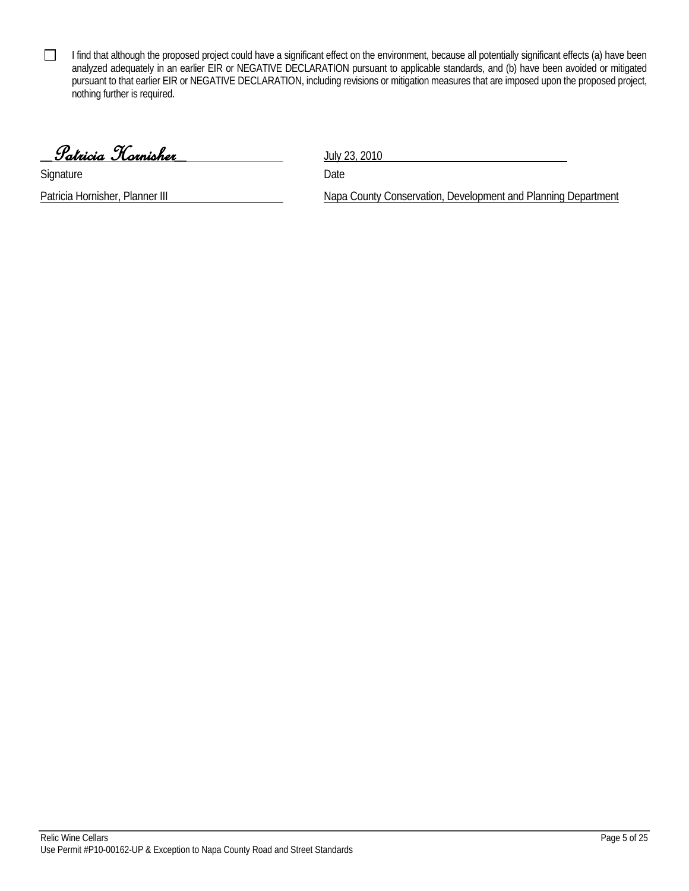☐ I find that although the proposed project could have a significant effect on the environment, because all potentially significant effects (a) have been analyzed adequately in an earlier EIR or NEGATIVE DECLARATION pursuant to applicable standards, and (b) have been avoided or mitigated pursuant to that earlier EIR or NEGATIVE DECLARATION, including revisions or mitigation measures that are imposed upon the proposed project, nothing further is required.

| | |
|---|---|
| _Patricia Hornisher_ | July 23, 2010 |
| Signature | Date |
| Patricia Hornisher, Planner III | Napa County Conservation, Development and Planning Department |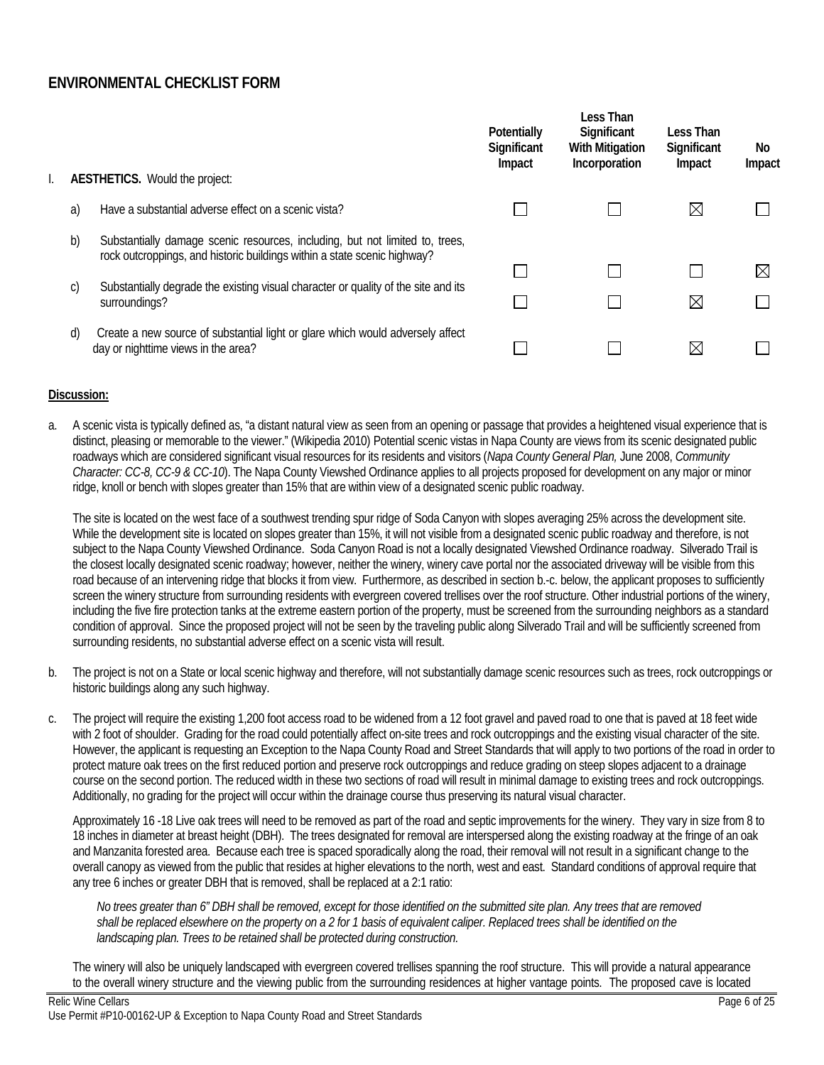## ENVIRONMENTAL CHECKLIST FORM

| | | Potentially Significant Impact | Less Than Significant With Mitigation Incorporation | Less Than Significant Impact | No Impact |
|---|---|---|---|---|---|
| I. | **AESTHETICS.** Would the project: | | | | |
| a) | Have a substantial adverse effect on a scenic vista? | ☐ | ☐ | ☒ | ☐ |
| b) | Substantially damage scenic resources, including, but not limited to, trees, rock outcroppings, and historic buildings within a state scenic highway? | ☐ | ☐ | ☐ | ☒ |
| c) | Substantially degrade the existing visual character or quality of the site and its surroundings? | ☐ | ☐ | ☒ | ☐ |
| d) | Create a new source of substantial light or glare which would adversely affect day or nighttime views in the area? | ☐ | ☐ | ☒ | ☐ |

**Discussion:**

a. A scenic vista is typically defined as, "a distant natural view as seen from an opening or passage that provides a heightened visual experience that is distinct, pleasing or memorable to the viewer." (Wikipedia 2010) Potential scenic vistas in Napa County are views from its scenic designated public roadways which are considered significant visual resources for its residents and visitors (*Napa County General Plan,* June 2008, *Community Character: CC-8, CC-9 & CC-10*). The Napa County Viewshed Ordinance applies to all projects proposed for development on any major or minor ridge, knoll or bench with slopes greater than 15% that are within view of a designated scenic public roadway.

The site is located on the west face of a southwest trending spur ridge of Soda Canyon with slopes averaging 25% across the development site. While the development site is located on slopes greater than 15%, it will not visible from a designated scenic public roadway and therefore, is not subject to the Napa County Viewshed Ordinance. Soda Canyon Road is not a locally designated Viewshed Ordinance roadway. Silverado Trail is the closest locally designated scenic roadway; however, neither the winery, winery cave portal nor the associated driveway will be visible from this road because of an intervening ridge that blocks it from view. Furthermore, as described in section b.-c. below, the applicant proposes to sufficiently screen the winery structure from surrounding residents with evergreen covered trellises over the roof structure. Other industrial portions of the winery, including the five fire protection tanks at the extreme eastern portion of the property, must be screened from the surrounding neighbors as a standard condition of approval. Since the proposed project will not be seen by the traveling public along Silverado Trail and will be sufficiently screened from surrounding residents, no substantial adverse effect on a scenic vista will result.

b. The project is not on a State or local scenic highway and therefore, will not substantially damage scenic resources such as trees, rock outcroppings or historic buildings along any such highway.

c. The project will require the existing 1,200 foot access road to be widened from a 12 foot gravel and paved road to one that is paved at 18 feet wide with 2 foot of shoulder. Grading for the road could potentially affect on-site trees and rock outcroppings and the existing visual character of the site. However, the applicant is requesting an Exception to the Napa County Road and Street Standards that will apply to two portions of the road in order to protect mature oak trees on the first reduced portion and preserve rock outcroppings and reduce grading on steep slopes adjacent to a drainage course on the second portion. The reduced width in these two sections of road will result in minimal damage to existing trees and rock outcroppings. Additionally, no grading for the project will occur within the drainage course thus preserving its natural visual character.

Approximately 16 -18 Live oak trees will need to be removed as part of the road and septic improvements for the winery. They vary in size from 8 to 18 inches in diameter at breast height (DBH). The trees designated for removal are interspersed along the existing roadway at the fringe of an oak and Manzanita forested area. Because each tree is spaced sporadically along the road, their removal will not result in a significant change to the overall canopy as viewed from the public that resides at higher elevations to the north, west and east. Standard conditions of approval require that any tree 6 inches or greater DBH that is removed, shall be replaced at a 2:1 ratio:

> *No trees greater than 6" DBH shall be removed, except for those identified on the submitted site plan. Any trees that are removed shall be replaced elsewhere on the property on a 2 for 1 basis of equivalent caliper. Replaced trees shall be identified on the landscaping plan. Trees to be retained shall be protected during construction.*

The winery will also be uniquely landscaped with evergreen covered trellises spanning the roof structure. This will provide a natural appearance to the overall winery structure and the viewing public from the surrounding residences at higher vantage points. The proposed cave is located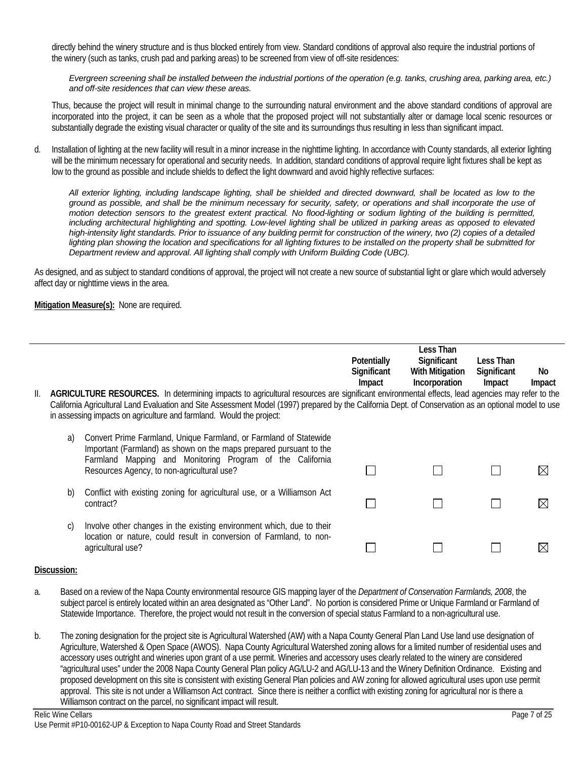directly behind the winery structure and is thus blocked entirely from view. Standard conditions of approval also require the industrial portions of the winery (such as tanks, crush pad and parking areas) to be screened from view of off-site residences:

*Evergreen screening shall be installed between the industrial portions of the operation (e.g. tanks, crushing area, parking area, etc.) and off-site residences that can view these areas.*

Thus, because the project will result in minimal change to the surrounding natural environment and the above standard conditions of approval are incorporated into the project, it can be seen as a whole that the proposed project will not substantially alter or damage local scenic resources or substantially degrade the existing visual character or quality of the site and its surroundings thus resulting in less than significant impact.

d. Installation of lighting at the new facility will result in a minor increase in the nighttime lighting. In accordance with County standards, all exterior lighting will be the minimum necessary for operational and security needs. In addition, standard conditions of approval require light fixtures shall be kept as low to the ground as possible and include shields to deflect the light downward and avoid highly reflective surfaces:

*All exterior lighting, including landscape lighting, shall be shielded and directed downward, shall be located as low to the ground as possible, and shall be the minimum necessary for security, safety, or operations and shall incorporate the use of motion detection sensors to the greatest extent practical. No flood-lighting or sodium lighting of the building is permitted, including architectural highlighting and spotting. Low-level lighting shall be utilized in parking areas as opposed to elevated high-intensity light standards. Prior to issuance of any building permit for construction of the winery, two (2) copies of a detailed lighting plan showing the location and specifications for all lighting fixtures to be installed on the property shall be submitted for Department review and approval. All lighting shall comply with Uniform Building Code (UBC).*

As designed, and as subject to standard conditions of approval, the project will not create a new source of substantial light or glare which would adversely affect day or nighttime views in the area.

**Mitigation Measure(s):** None are required.

| | Potentially Significant Impact | Less Than Significant With Mitigation Incorporation | Less Than Significant Impact | No Impact |
|---|---|---|---|---|
| II. **AGRICULTURE RESOURCES.** In determining impacts to agricultural resources are significant environmental effects, lead agencies may refer to the California Agricultural Land Evaluation and Site Assessment Model (1997) prepared by the California Dept. of Conservation as an optional model to use in assessing impacts on agriculture and farmland. Would the project: | | | | |
| a) Convert Prime Farmland, Unique Farmland, or Farmland of Statewide Important (Farmland) as shown on the maps prepared pursuant to the Farmland Mapping and Monitoring Program of the California Resources Agency, to non-agricultural use? | ☐ | ☐ | ☐ | ☒ |
| b) Conflict with existing zoning for agricultural use, or a Williamson Act contract? | ☐ | ☐ | ☐ | ☒ |
| c) Involve other changes in the existing environment which, due to their location or nature, could result in conversion of Farmland, to non-agricultural use? | ☐ | ☐ | ☐ | ☒ |

**Discussion:**

a. Based on a review of the Napa County environmental resource GIS mapping layer of the *Department of Conservation Farmlands, 2008*, the subject parcel is entirely located within an area designated as "Other Land". No portion is considered Prime or Unique Farmland or Farmland of Statewide Importance. Therefore, the project would not result in the conversion of special status Farmland to a non-agricultural use.

b. The zoning designation for the project site is Agricultural Watershed (AW) with a Napa County General Plan Land Use land use designation of Agriculture, Watershed & Open Space (AWOS). Napa County Agricultural Watershed zoning allows for a limited number of residential uses and accessory uses outright and wineries upon grant of a use permit. Wineries and accessory uses clearly related to the winery are considered "agricultural uses" under the 2008 Napa County General Plan policy AG/LU-2 and AG/LU-13 and the Winery Definition Ordinance. Existing and proposed development on this site is consistent with existing General Plan policies and AW zoning for allowed agricultural uses upon use permit approval. This site is not under a Williamson Act contract. Since there is neither a conflict with existing zoning for agricultural nor is there a Williamson contract on the parcel, no significant impact will result.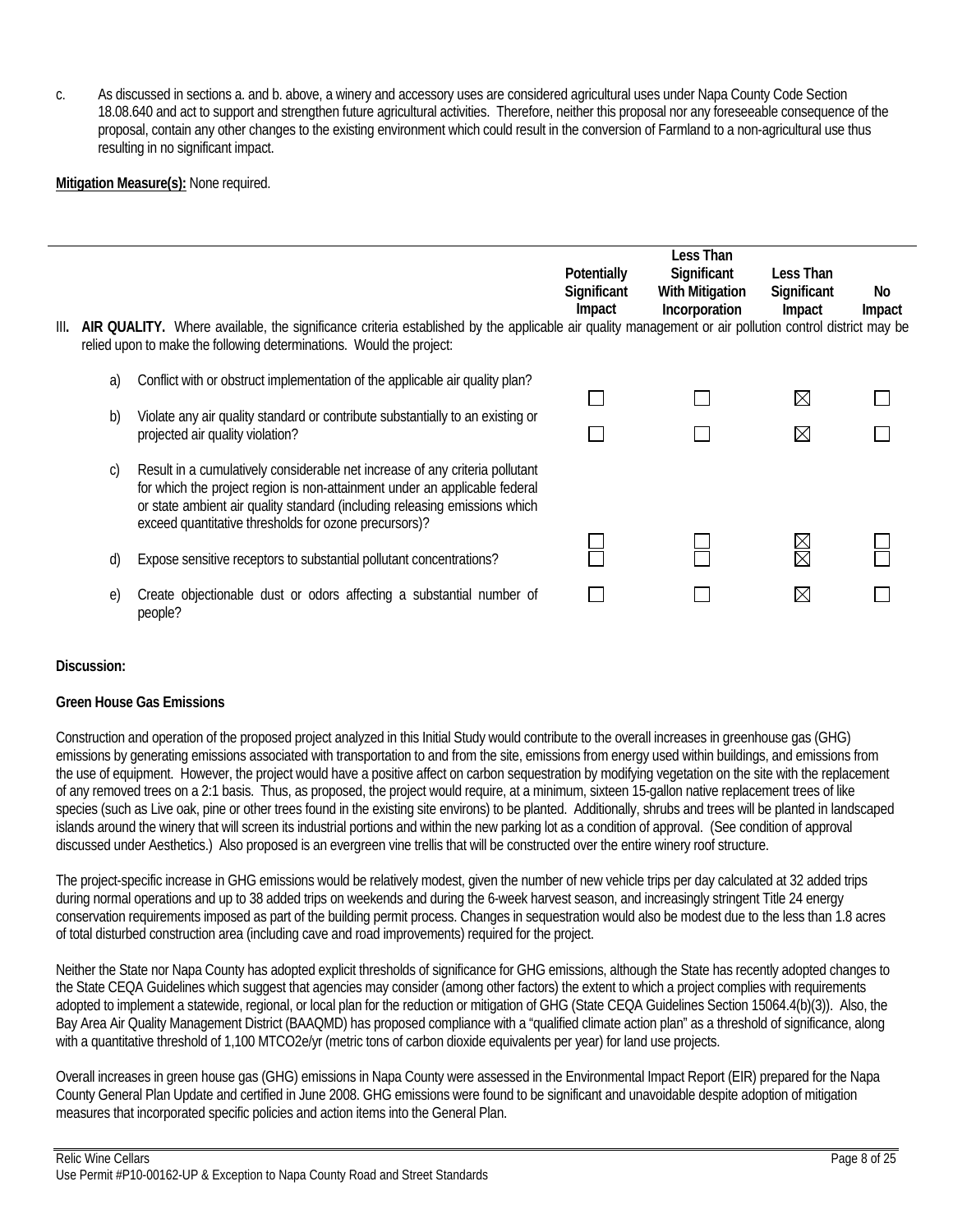c. As discussed in sections a. and b. above, a winery and accessory uses are considered agricultural uses under Napa County Code Section 18.08.640 and act to support and strengthen future agricultural activities. Therefore, neither this proposal nor any foreseeable consequence of the proposal, contain any other changes to the existing environment which could result in the conversion of Farmland to a non-agricultural use thus resulting in no significant impact.

**Mitigation Measure(s):** None required.

| | Potentially Significant Impact | Less Than Significant With Mitigation Incorporation | Less Than Significant Impact | No Impact |
|---|---|---|---|---|
| III. **AIR QUALITY.** Where available, the significance criteria established by the applicable air quality management or air pollution control district may be relied upon to make the following determinations. Would the project: | | | | |
| a) Conflict with or obstruct implementation of the applicable air quality plan? | ☐ | ☐ | ☒ | ☐ |
| b) Violate any air quality standard or contribute substantially to an existing or projected air quality violation? | ☐ | ☐ | ☒ | ☐ |
| c) Result in a cumulatively considerable net increase of any criteria pollutant for which the project region is non-attainment under an applicable federal or state ambient air quality standard (including releasing emissions which exceed quantitative thresholds for ozone precursors)? | ☐ | ☐ | ☒ | ☐ |
| d) Expose sensitive receptors to substantial pollutant concentrations? | ☐ | ☐ | ☒ | ☐ |
| e) Create objectionable dust or odors affecting a substantial number of people? | ☐ | ☐ | ☒ | ☐ |

**Discussion:**

**Green House Gas Emissions**

Construction and operation of the proposed project analyzed in this Initial Study would contribute to the overall increases in greenhouse gas (GHG) emissions by generating emissions associated with transportation to and from the site, emissions from energy used within buildings, and emissions from the use of equipment. However, the project would have a positive affect on carbon sequestration by modifying vegetation on the site with the replacement of any removed trees on a 2:1 basis. Thus, as proposed, the project would require, at a minimum, sixteen 15-gallon native replacement trees of like species (such as Live oak, pine or other trees found in the existing site environs) to be planted. Additionally, shrubs and trees will be planted in landscaped islands around the winery that will screen its industrial portions and within the new parking lot as a condition of approval. (See condition of approval discussed under Aesthetics.) Also proposed is an evergreen vine trellis that will be constructed over the entire winery roof structure.

The project-specific increase in GHG emissions would be relatively modest, given the number of new vehicle trips per day calculated at 32 added trips during normal operations and up to 38 added trips on weekends and during the 6-week harvest season, and increasingly stringent Title 24 energy conservation requirements imposed as part of the building permit process. Changes in sequestration would also be modest due to the less than 1.8 acres of total disturbed construction area (including cave and road improvements) required for the project.

Neither the State nor Napa County has adopted explicit thresholds of significance for GHG emissions, although the State has recently adopted changes to the State CEQA Guidelines which suggest that agencies may consider (among other factors) the extent to which a project complies with requirements adopted to implement a statewide, regional, or local plan for the reduction or mitigation of GHG (State CEQA Guidelines Section 15064.4(b)(3)). Also, the Bay Area Air Quality Management District (BAAQMD) has proposed compliance with a "qualified climate action plan" as a threshold of significance, along with a quantitative threshold of 1,100 MTCO2e/yr (metric tons of carbon dioxide equivalents per year) for land use projects.

Overall increases in green house gas (GHG) emissions in Napa County were assessed in the Environmental Impact Report (EIR) prepared for the Napa County General Plan Update and certified in June 2008. GHG emissions were found to be significant and unavoidable despite adoption of mitigation measures that incorporated specific policies and action items into the General Plan.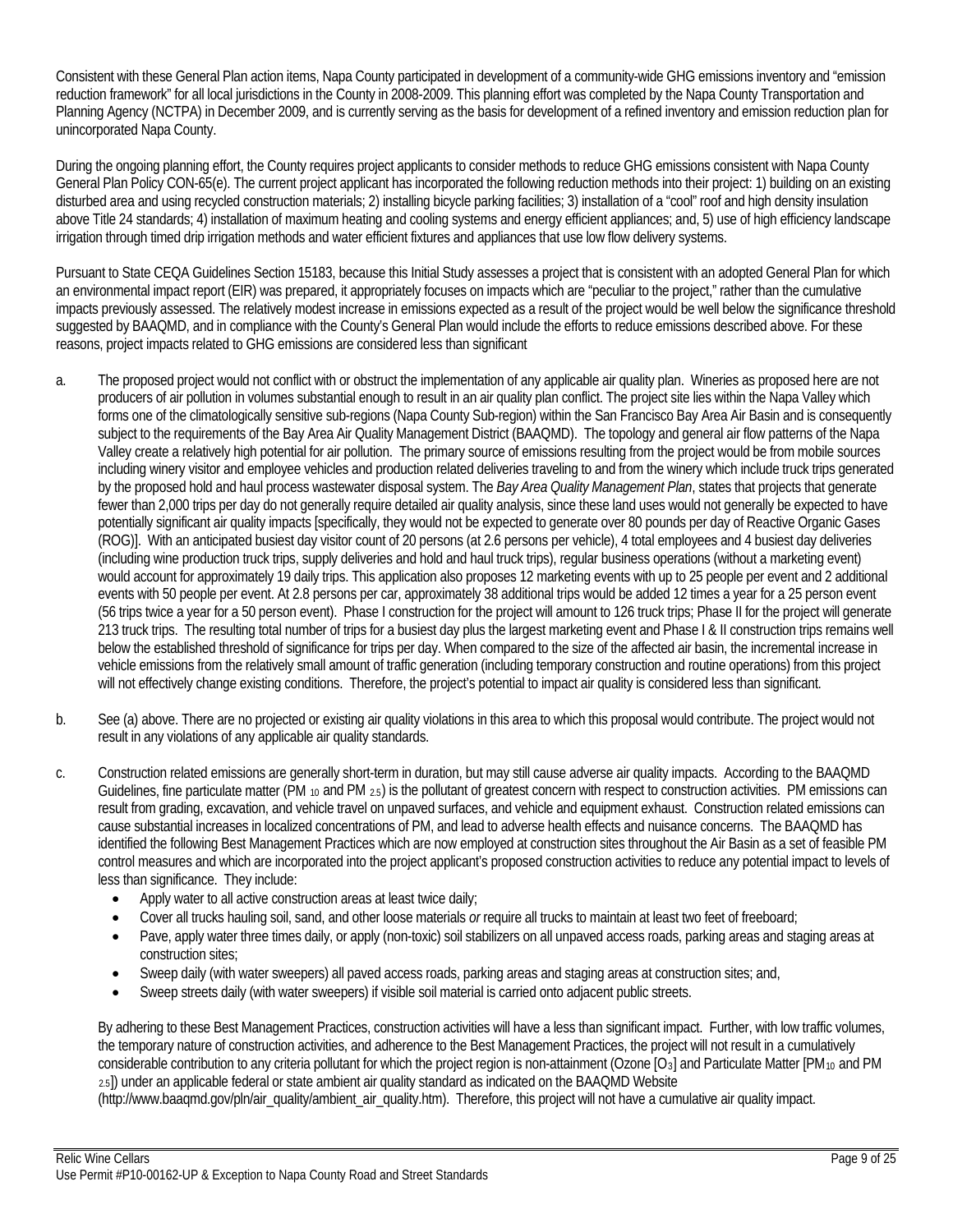Consistent with these General Plan action items, Napa County participated in development of a community-wide GHG emissions inventory and "emission reduction framework" for all local jurisdictions in the County in 2008-2009. This planning effort was completed by the Napa County Transportation and Planning Agency (NCTPA) in December 2009, and is currently serving as the basis for development of a refined inventory and emission reduction plan for unincorporated Napa County.

During the ongoing planning effort, the County requires project applicants to consider methods to reduce GHG emissions consistent with Napa County General Plan Policy CON-65(e). The current project applicant has incorporated the following reduction methods into their project: 1) building on an existing disturbed area and using recycled construction materials; 2) installing bicycle parking facilities; 3) installation of a "cool" roof and high density insulation above Title 24 standards; 4) installation of maximum heating and cooling systems and energy efficient appliances; and, 5) use of high efficiency landscape irrigation through timed drip irrigation methods and water efficient fixtures and appliances that use low flow delivery systems.

Pursuant to State CEQA Guidelines Section 15183, because this Initial Study assesses a project that is consistent with an adopted General Plan for which an environmental impact report (EIR) was prepared, it appropriately focuses on impacts which are "peculiar to the project," rather than the cumulative impacts previously assessed. The relatively modest increase in emissions expected as a result of the project would be well below the significance threshold suggested by BAAQMD, and in compliance with the County's General Plan would include the efforts to reduce emissions described above. For these reasons, project impacts related to GHG emissions are considered less than significant

a. The proposed project would not conflict with or obstruct the implementation of any applicable air quality plan. Wineries as proposed here are not producers of air pollution in volumes substantial enough to result in an air quality plan conflict. The project site lies within the Napa Valley which forms one of the climatologically sensitive sub-regions (Napa County Sub-region) within the San Francisco Bay Area Air Basin and is consequently subject to the requirements of the Bay Area Air Quality Management District (BAAQMD). The topology and general air flow patterns of the Napa Valley create a relatively high potential for air pollution. The primary source of emissions resulting from the project would be from mobile sources including winery visitor and employee vehicles and production related deliveries traveling to and from the winery which include truck trips generated by the proposed hold and haul process wastewater disposal system. The *Bay Area Quality Management Plan*, states that projects that generate fewer than 2,000 trips per day do not generally require detailed air quality analysis, since these land uses would not generally be expected to have potentially significant air quality impacts [specifically, they would not be expected to generate over 80 pounds per day of Reactive Organic Gases (ROG)]. With an anticipated busiest day visitor count of 20 persons (at 2.6 persons per vehicle), 4 total employees and 4 busiest day deliveries (including wine production truck trips, supply deliveries and hold and haul truck trips), regular business operations (without a marketing event) would account for approximately 19 daily trips. This application also proposes 12 marketing events with up to 25 people per event and 2 additional events with 50 people per event. At 2.8 persons per car, approximately 38 additional trips would be added 12 times a year for a 25 person event (56 trips twice a year for a 50 person event). Phase I construction for the project will amount to 126 truck trips; Phase II for the project will generate 213 truck trips. The resulting total number of trips for a busiest day plus the largest marketing event and Phase I & II construction trips remains well below the established threshold of significance for trips per day. When compared to the size of the affected air basin, the incremental increase in vehicle emissions from the relatively small amount of traffic generation (including temporary construction and routine operations) from this project will not effectively change existing conditions. Therefore, the project's potential to impact air quality is considered less than significant.

b. See (a) above. There are no projected or existing air quality violations in this area to which this proposal would contribute. The project would not result in any violations of any applicable air quality standards.

c. Construction related emissions are generally short-term in duration, but may still cause adverse air quality impacts. According to the BAAQMD Guidelines, fine particulate matter ($PM_{10}$ and $PM_{2.5}$) is the pollutant of greatest concern with respect to construction activities. PM emissions can result from grading, excavation, and vehicle travel on unpaved surfaces, and vehicle and equipment exhaust. Construction related emissions can cause substantial increases in localized concentrations of PM, and lead to adverse health effects and nuisance concerns. The BAAQMD has identified the following Best Management Practices which are now employed at construction sites throughout the Air Basin as a set of feasible PM control measures and which are incorporated into the project applicant's proposed construction activities to reduce any potential impact to levels of less than significance. They include:
   - Apply water to all active construction areas at least twice daily;
   - Cover all trucks hauling soil, sand, and other loose materials *or* require all trucks to maintain at least two feet of freeboard;
   - Pave, apply water three times daily, or apply (non-toxic) soil stabilizers on all unpaved access roads, parking areas and staging areas at construction sites;
   - Sweep daily (with water sweepers) all paved access roads, parking areas and staging areas at construction sites; and,
   - Sweep streets daily (with water sweepers) if visible soil material is carried onto adjacent public streets.

   By adhering to these Best Management Practices, construction activities will have a less than significant impact. Further, with low traffic volumes, the temporary nature of construction activities, and adherence to the Best Management Practices, the project will not result in a cumulatively considerable contribution to any criteria pollutant for which the project region is non-attainment (Ozone [$O_3$] and Particulate Matter [$PM_{10}$ and $PM_{2.5}$]) under an applicable federal or state ambient air quality standard as indicated on the BAAQMD Website (http://www.baaqmd.gov/pln/air_quality/ambient_air_quality.htm). Therefore, this project will not have a cumulative air quality impact.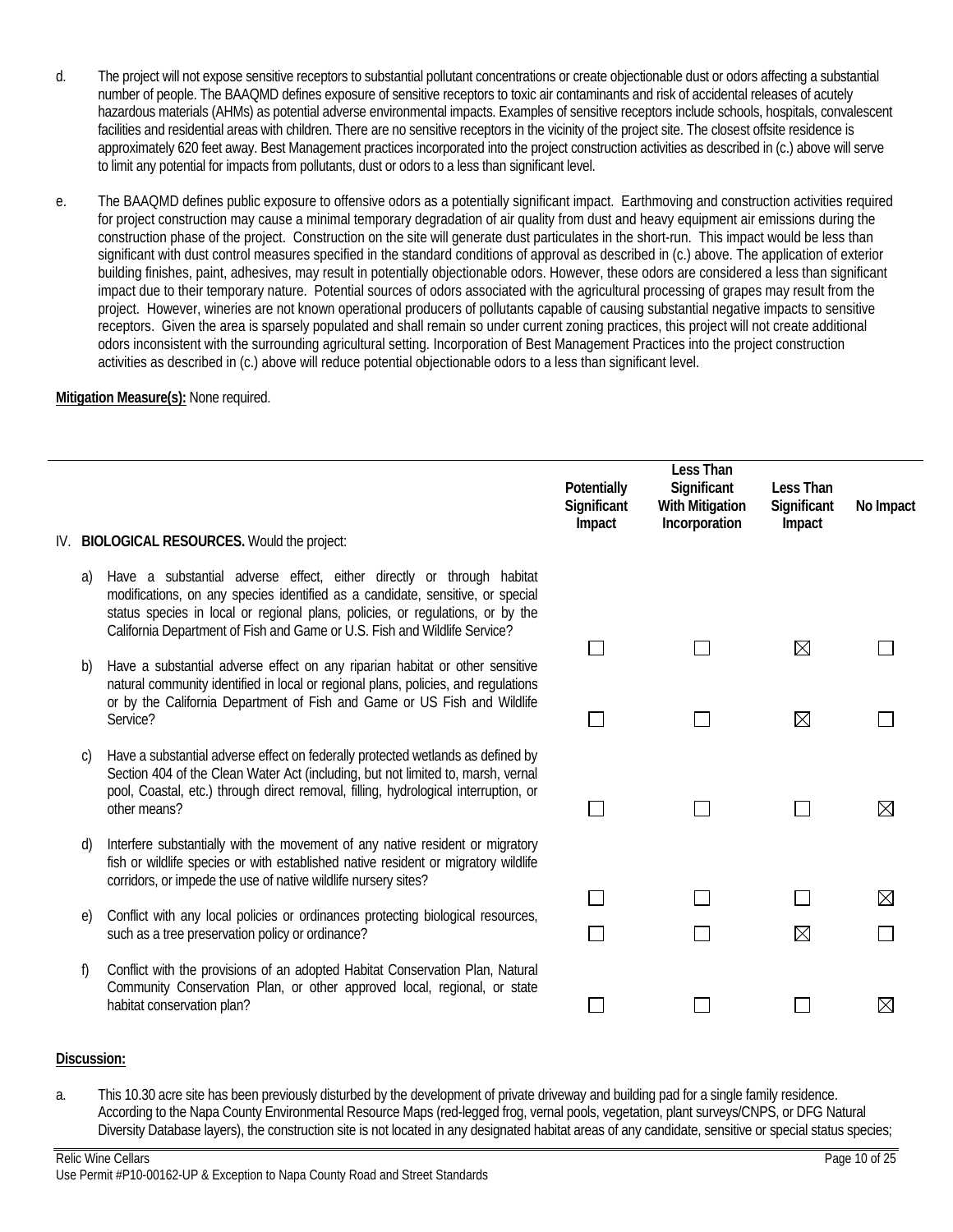d. The project will not expose sensitive receptors to substantial pollutant concentrations or create objectionable dust or odors affecting a substantial number of people. The BAAQMD defines exposure of sensitive receptors to toxic air contaminants and risk of accidental releases of acutely hazardous materials (AHMs) as potential adverse environmental impacts. Examples of sensitive receptors include schools, hospitals, convalescent facilities and residential areas with children. There are no sensitive receptors in the vicinity of the project site. The closest offsite residence is approximately 620 feet away. Best Management practices incorporated into the project construction activities as described in (c.) above will serve to limit any potential for impacts from pollutants, dust or odors to a less than significant level.

e. The BAAQMD defines public exposure to offensive odors as a potentially significant impact. Earthmoving and construction activities required for project construction may cause a minimal temporary degradation of air quality from dust and heavy equipment air emissions during the construction phase of the project. Construction on the site will generate dust particulates in the short-run. This impact would be less than significant with dust control measures specified in the standard conditions of approval as described in (c.) above. The application of exterior building finishes, paint, adhesives, may result in potentially objectionable odors. However, these odors are considered a less than significant impact due to their temporary nature. Potential sources of odors associated with the agricultural processing of grapes may result from the project. However, wineries are not known operational producers of pollutants capable of causing substantial negative impacts to sensitive receptors. Given the area is sparsely populated and shall remain so under current zoning practices, this project will not create additional odors inconsistent with the surrounding agricultural setting. Incorporation of Best Management Practices into the project construction activities as described in (c.) above will reduce potential objectionable odors to a less than significant level.

**Mitigation Measure(s):** None required.

| IV. **BIOLOGICAL RESOURCES.** Would the project: | Potentially Significant Impact | Less Than Significant With Mitigation Incorporation | Less Than Significant Impact | No Impact |
|---|---|---|---|---|
| a) Have a substantial adverse effect, either directly or through habitat modifications, on any species identified as a candidate, sensitive, or special status species in local or regional plans, policies, or regulations, or by the California Department of Fish and Game or U.S. Fish and Wildlife Service? | ☐ | ☐ | ☒ | ☐ |
| b) Have a substantial adverse effect on any riparian habitat or other sensitive natural community identified in local or regional plans, policies, and regulations or by the California Department of Fish and Game or US Fish and Wildlife Service? | ☐ | ☐ | ☒ | ☐ |
| c) Have a substantial adverse effect on federally protected wetlands as defined by Section 404 of the Clean Water Act (including, but not limited to, marsh, vernal pool, Coastal, etc.) through direct removal, filling, hydrological interruption, or other means? | ☐ | ☐ | ☐ | ☒ |
| d) Interfere substantially with the movement of any native resident or migratory fish or wildlife species or with established native resident or migratory wildlife corridors, or impede the use of native wildlife nursery sites? | ☐ | ☐ | ☐ | ☒ |
| e) Conflict with any local policies or ordinances protecting biological resources, such as a tree preservation policy or ordinance? | ☐ | ☐ | ☒ | ☐ |
| f) Conflict with the provisions of an adopted Habitat Conservation Plan, Natural Community Conservation Plan, or other approved local, regional, or state habitat conservation plan? | ☐ | ☐ | ☐ | ☒ |

**Discussion:**

a. This 10.30 acre site has been previously disturbed by the development of private driveway and building pad for a single family residence. According to the Napa County Environmental Resource Maps (red-legged frog, vernal pools, vegetation, plant surveys/CNPS, or DFG Natural Diversity Database layers), the construction site is not located in any designated habitat areas of any candidate, sensitive or special status species;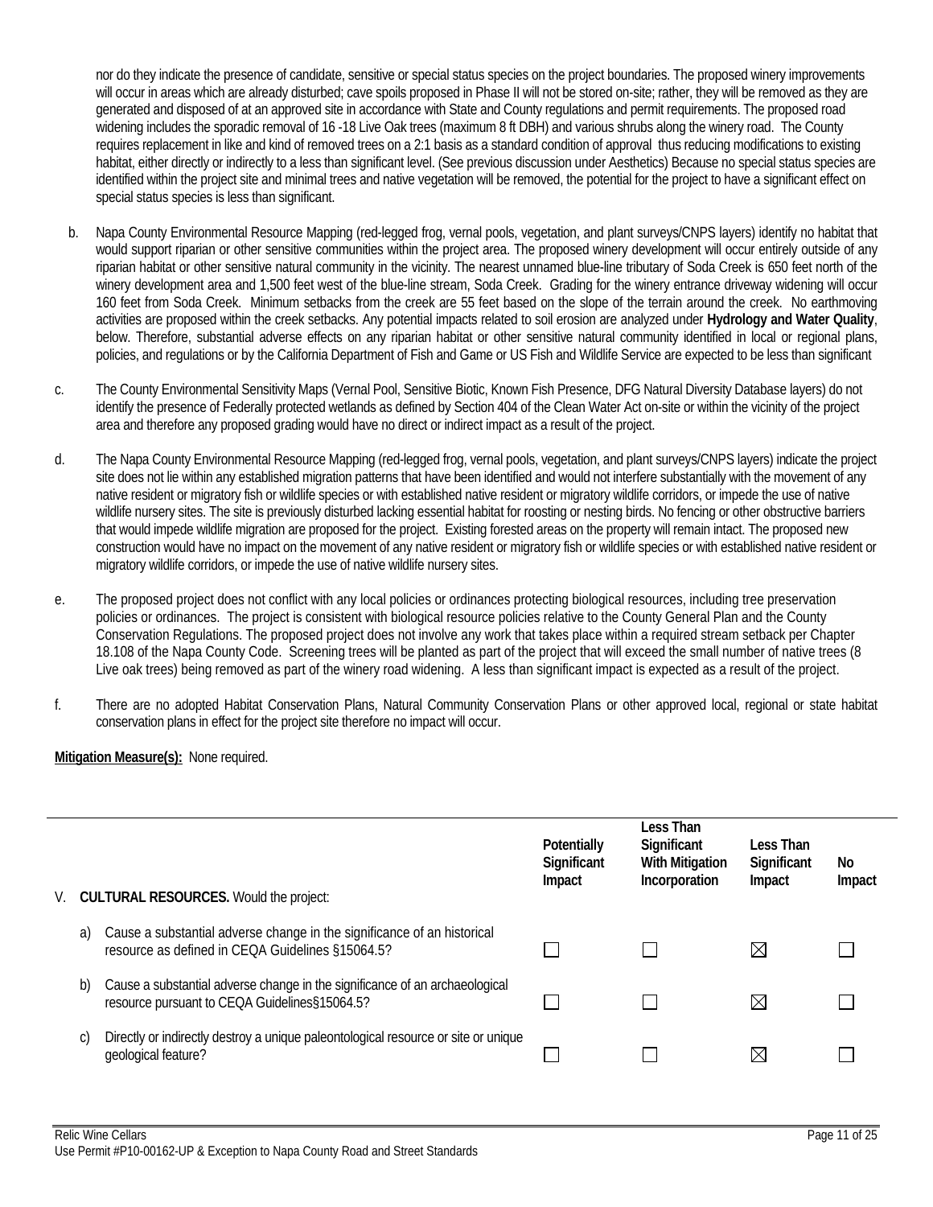nor do they indicate the presence of candidate, sensitive or special status species on the project boundaries. The proposed winery improvements will occur in areas which are already disturbed; cave spoils proposed in Phase II will not be stored on-site; rather, they will be removed as they are generated and disposed of at an approved site in accordance with State and County regulations and permit requirements. The proposed road widening includes the sporadic removal of 16 -18 Live Oak trees (maximum 8 ft DBH) and various shrubs along the winery road. The County requires replacement in like and kind of removed trees on a 2:1 basis as a standard condition of approval thus reducing modifications to existing habitat, either directly or indirectly to a less than significant level. (See previous discussion under Aesthetics) Because no special status species are identified within the project site and minimal trees and native vegetation will be removed, the potential for the project to have a significant effect on special status species is less than significant.

b. Napa County Environmental Resource Mapping (red-legged frog, vernal pools, vegetation, and plant surveys/CNPS layers) identify no habitat that would support riparian or other sensitive communities within the project area. The proposed winery development will occur entirely outside of any riparian habitat or other sensitive natural community in the vicinity. The nearest unnamed blue-line tributary of Soda Creek is 650 feet north of the winery development area and 1,500 feet west of the blue-line stream, Soda Creek. Grading for the winery entrance driveway widening will occur 160 feet from Soda Creek. Minimum setbacks from the creek are 55 feet based on the slope of the terrain around the creek. No earthmoving activities are proposed within the creek setbacks. Any potential impacts related to soil erosion are analyzed under **Hydrology and Water Quality**, below. Therefore, substantial adverse effects on any riparian habitat or other sensitive natural community identified in local or regional plans, policies, and regulations or by the California Department of Fish and Game or US Fish and Wildlife Service are expected to be less than significant

c. The County Environmental Sensitivity Maps (Vernal Pool, Sensitive Biotic, Known Fish Presence, DFG Natural Diversity Database layers) do not identify the presence of Federally protected wetlands as defined by Section 404 of the Clean Water Act on-site or within the vicinity of the project area and therefore any proposed grading would have no direct or indirect impact as a result of the project.

d. The Napa County Environmental Resource Mapping (red-legged frog, vernal pools, vegetation, and plant surveys/CNPS layers) indicate the project site does not lie within any established migration patterns that have been identified and would not interfere substantially with the movement of any native resident or migratory fish or wildlife species or with established native resident or migratory wildlife corridors, or impede the use of native wildlife nursery sites. The site is previously disturbed lacking essential habitat for roosting or nesting birds. No fencing or other obstructive barriers that would impede wildlife migration are proposed for the project. Existing forested areas on the property will remain intact. The proposed new construction would have no impact on the movement of any native resident or migratory fish or wildlife species or with established native resident or migratory wildlife corridors, or impede the use of native wildlife nursery sites.

e. The proposed project does not conflict with any local policies or ordinances protecting biological resources, including tree preservation policies or ordinances. The project is consistent with biological resource policies relative to the County General Plan and the County Conservation Regulations. The proposed project does not involve any work that takes place within a required stream setback per Chapter 18.108 of the Napa County Code. Screening trees will be planted as part of the project that will exceed the small number of native trees (8 Live oak trees) being removed as part of the winery road widening. A less than significant impact is expected as a result of the project.

f. There are no adopted Habitat Conservation Plans, Natural Community Conservation Plans or other approved local, regional or state habitat conservation plans in effect for the project site therefore no impact will occur.

**Mitigation Measure(s):** None required.

| V. **CULTURAL RESOURCES.** Would the project: | Potentially Significant Impact | Less Than Significant With Mitigation Incorporation | Less Than Significant Impact | No Impact |
|---|---|---|---|---|
| a) Cause a substantial adverse change in the significance of an historical resource as defined in CEQA Guidelines §15064.5? | ☐ | ☐ | ☒ | ☐ |
| b) Cause a substantial adverse change in the significance of an archaeological resource pursuant to CEQA Guidelines§15064.5? | ☐ | ☐ | ☒ | ☐ |
| c) Directly or indirectly destroy a unique paleontological resource or site or unique geological feature? | ☐ | ☐ | ☒ | ☐ |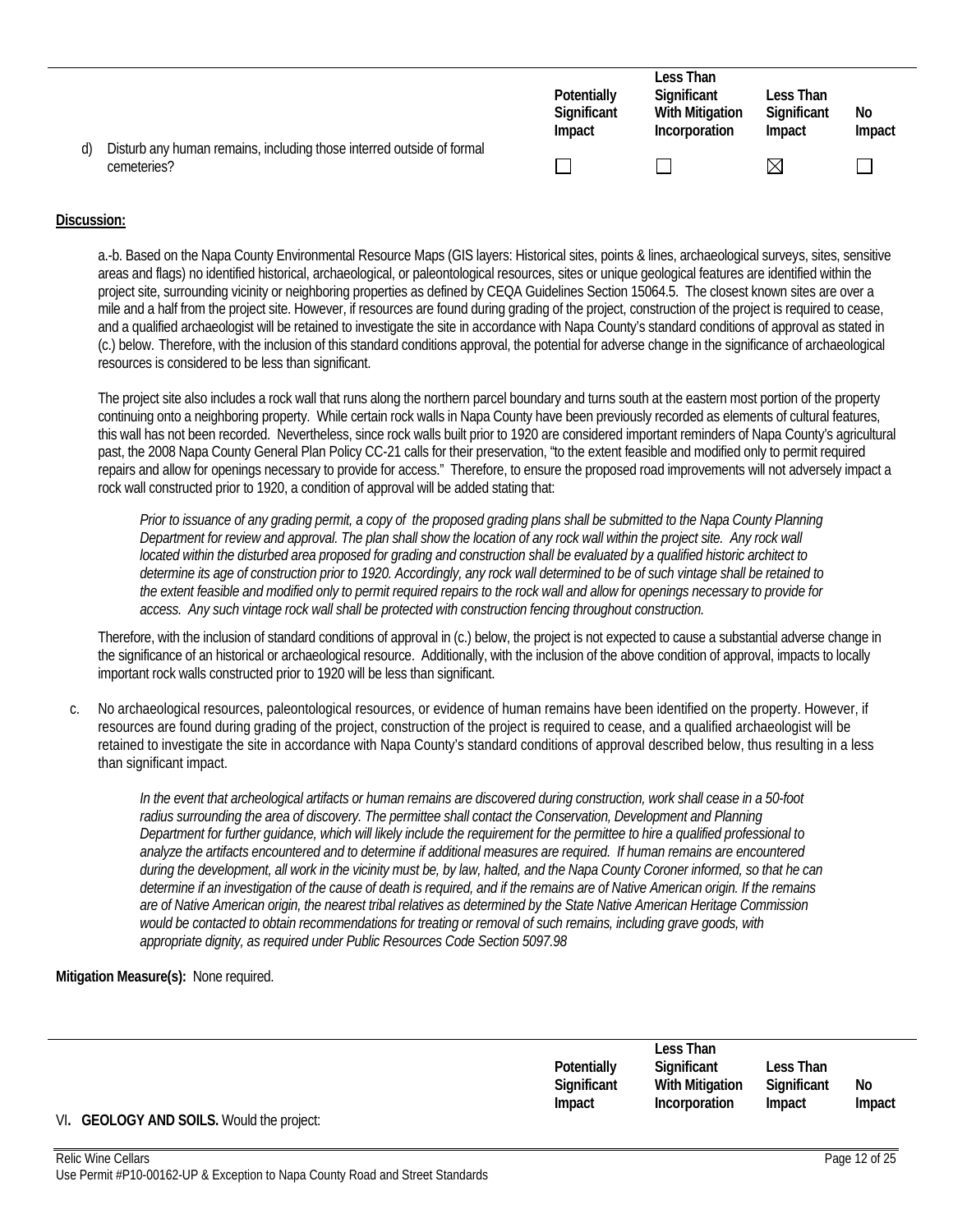| | Potentially Significant Impact | Less Than Significant With Mitigation Incorporation | Less Than Significant Impact | No Impact |
|---|---|---|---|---|
| d) Disturb any human remains, including those interred outside of formal cemeteries? | ☐ | ☐ | ☒ | ☐ |

**Discussion:**

a.-b. Based on the Napa County Environmental Resource Maps (GIS layers: Historical sites, points & lines, archaeological surveys, sites, sensitive areas and flags) no identified historical, archaeological, or paleontological resources, sites or unique geological features are identified within the project site, surrounding vicinity or neighboring properties as defined by CEQA Guidelines Section 15064.5. The closest known sites are over a mile and a half from the project site. However, if resources are found during grading of the project, construction of the project is required to cease, and a qualified archaeologist will be retained to investigate the site in accordance with Napa County's standard conditions of approval as stated in (c.) below. Therefore, with the inclusion of this standard conditions approval, the potential for adverse change in the significance of archaeological resources is considered to be less than significant.

The project site also includes a rock wall that runs along the northern parcel boundary and turns south at the eastern most portion of the property continuing onto a neighboring property. While certain rock walls in Napa County have been previously recorded as elements of cultural features, this wall has not been recorded. Nevertheless, since rock walls built prior to 1920 are considered important reminders of Napa County's agricultural past, the 2008 Napa County General Plan Policy CC-21 calls for their preservation, "to the extent feasible and modified only to permit required repairs and allow for openings necessary to provide for access." Therefore, to ensure the proposed road improvements will not adversely impact a rock wall constructed prior to 1920, a condition of approval will be added stating that:

> *Prior to issuance of any grading permit, a copy of the proposed grading plans shall be submitted to the Napa County Planning Department for review and approval. The plan shall show the location of any rock wall within the project site. Any rock wall located within the disturbed area proposed for grading and construction shall be evaluated by a qualified historic architect to determine its age of construction prior to 1920. Accordingly, any rock wall determined to be of such vintage shall be retained to the extent feasible and modified only to permit required repairs to the rock wall and allow for openings necessary to provide for access. Any such vintage rock wall shall be protected with construction fencing throughout construction.*

Therefore, with the inclusion of standard conditions of approval in (c.) below, the project is not expected to cause a substantial adverse change in the significance of an historical or archaeological resource. Additionally, with the inclusion of the above condition of approval, impacts to locally important rock walls constructed prior to 1920 will be less than significant.

c. No archaeological resources, paleontological resources, or evidence of human remains have been identified on the property. However, if resources are found during grading of the project, construction of the project is required to cease, and a qualified archaeologist will be retained to investigate the site in accordance with Napa County's standard conditions of approval described below, thus resulting in a less than significant impact.

> *In the event that archeological artifacts or human remains are discovered during construction, work shall cease in a 50-foot radius surrounding the area of discovery. The permittee shall contact the Conservation, Development and Planning Department for further guidance, which will likely include the requirement for the permittee to hire a qualified professional to analyze the artifacts encountered and to determine if additional measures are required. If human remains are encountered during the development, all work in the vicinity must be, by law, halted, and the Napa County Coroner informed, so that he can determine if an investigation of the cause of death is required, and if the remains are of Native American origin. If the remains are of Native American origin, the nearest tribal relatives as determined by the State Native American Heritage Commission would be contacted to obtain recommendations for treating or removal of such remains, including grave goods, with appropriate dignity, as required under Public Resources Code Section 5097.98*

**Mitigation Measure(s):** None required.

| | Potentially Significant Impact | Less Than Significant With Mitigation Incorporation | Less Than Significant Impact | No Impact |
|---|---|---|---|---|
| VI. **GEOLOGY AND SOILS.** Would the project: | | | | |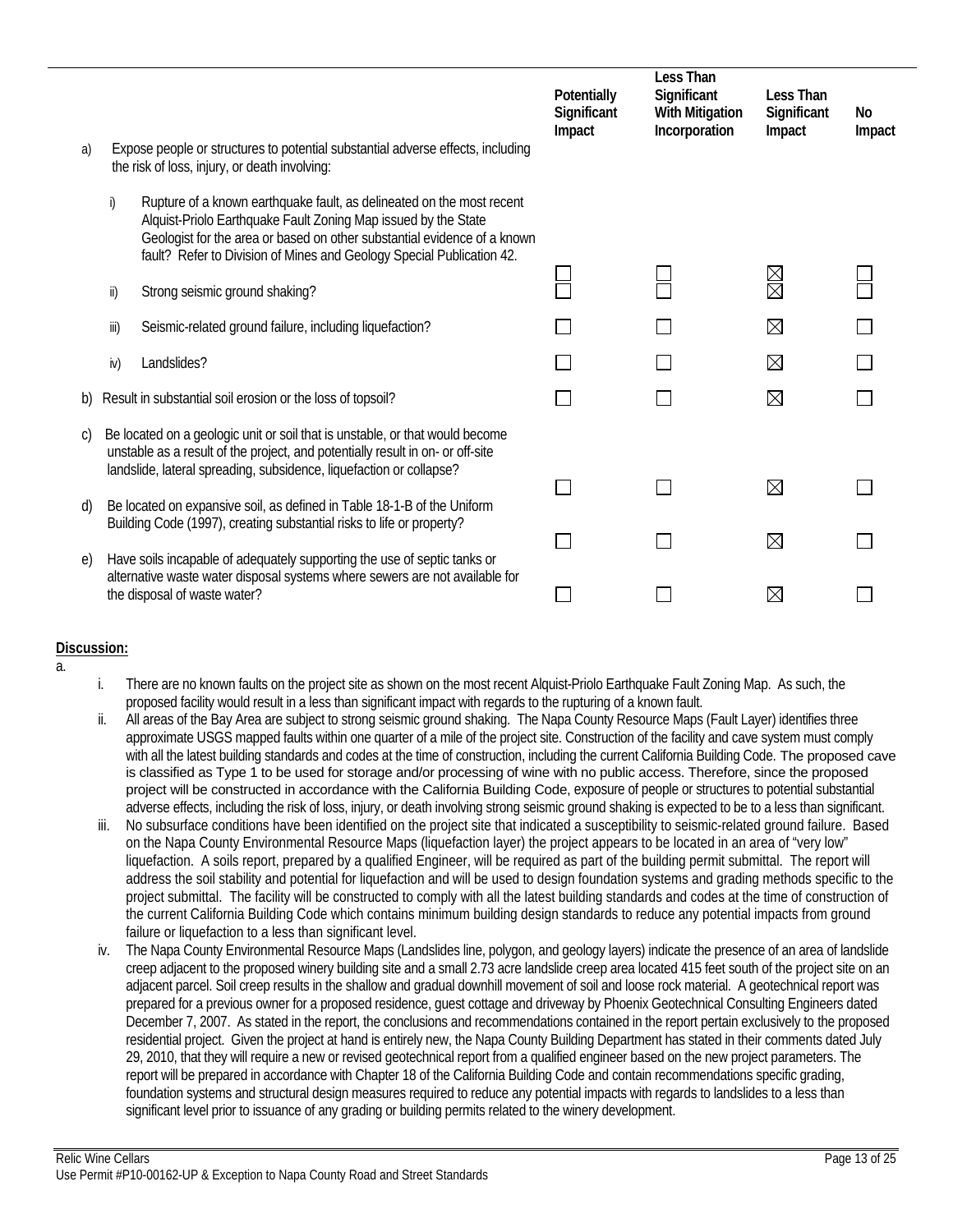| | Potentially Significant Impact | Less Than Significant With Mitigation Incorporation | Less Than Significant Impact | No Impact |
|---|---|---|---|---|
| a) Expose people or structures to potential substantial adverse effects, including the risk of loss, injury, or death involving: | | | | |
| i) Rupture of a known earthquake fault, as delineated on the most recent Alquist-Priolo Earthquake Fault Zoning Map issued by the State Geologist for the area or based on other substantial evidence of a known fault? Refer to Division of Mines and Geology Special Publication 42. | ☐ | ☐ | ☒ | ☐ |
| ii) Strong seismic ground shaking? | ☐ | ☐ | ☒ | ☐ |
| iii) Seismic-related ground failure, including liquefaction? | ☐ | ☐ | ☒ | ☐ |
| iv) Landslides? | ☐ | ☐ | ☒ | ☐ |
| b) Result in substantial soil erosion or the loss of topsoil? | ☐ | ☐ | ☒ | ☐ |
| c) Be located on a geologic unit or soil that is unstable, or that would become unstable as a result of the project, and potentially result in on- or off-site landslide, lateral spreading, subsidence, liquefaction or collapse? | ☐ | ☐ | ☒ | ☐ |
| d) Be located on expansive soil, as defined in Table 18-1-B of the Uniform Building Code (1997), creating substantial risks to life or property? | ☐ | ☐ | ☒ | ☐ |
| e) Have soils incapable of adequately supporting the use of septic tanks or alternative waste water disposal systems where sewers are not available for the disposal of waste water? | ☐ | ☐ | ☒ | ☐ |

**Discussion:**

a.

i. There are no known faults on the project site as shown on the most recent Alquist-Priolo Earthquake Fault Zoning Map. As such, the proposed facility would result in a less than significant impact with regards to the rupturing of a known fault.

ii. All areas of the Bay Area are subject to strong seismic ground shaking. The Napa County Resource Maps (Fault Layer) identifies three approximate USGS mapped faults within one quarter of a mile of the project site. Construction of the facility and cave system must comply with all the latest building standards and codes at the time of construction, including the current California Building Code. The proposed cave is classified as Type 1 to be used for storage and/or processing of wine with no public access. Therefore, since the proposed project will be constructed in accordance with the California Building Code, exposure of people or structures to potential substantial adverse effects, including the risk of loss, injury, or death involving strong seismic ground shaking is expected to be to a less than significant.

iii. No subsurface conditions have been identified on the project site that indicated a susceptibility to seismic-related ground failure. Based on the Napa County Environmental Resource Maps (liquefaction layer) the project appears to be located in an area of "very low" liquefaction. A soils report, prepared by a qualified Engineer, will be required as part of the building permit submittal. The report will address the soil stability and potential for liquefaction and will be used to design foundation systems and grading methods specific to the project submittal. The facility will be constructed to comply with all the latest building standards and codes at the time of construction of the current California Building Code which contains minimum building design standards to reduce any potential impacts from ground failure or liquefaction to a less than significant level.

iv. The Napa County Environmental Resource Maps (Landslides line, polygon, and geology layers) indicate the presence of an area of landslide creep adjacent to the proposed winery building site and a small 2.73 acre landslide creep area located 415 feet south of the project site on an adjacent parcel. Soil creep results in the shallow and gradual downhill movement of soil and loose rock material. A geotechnical report was prepared for a previous owner for a proposed residence, guest cottage and driveway by Phoenix Geotechnical Consulting Engineers dated December 7, 2007. As stated in the report, the conclusions and recommendations contained in the report pertain exclusively to the proposed residential project. Given the project at hand is entirely new, the Napa County Building Department has stated in their comments dated July 29, 2010, that they will require a new or revised geotechnical report from a qualified engineer based on the new project parameters. The report will be prepared in accordance with Chapter 18 of the California Building Code and contain recommendations specific grading, foundation systems and structural design measures required to reduce any potential impacts with regards to landslides to a less than significant level prior to issuance of any grading or building permits related to the winery development.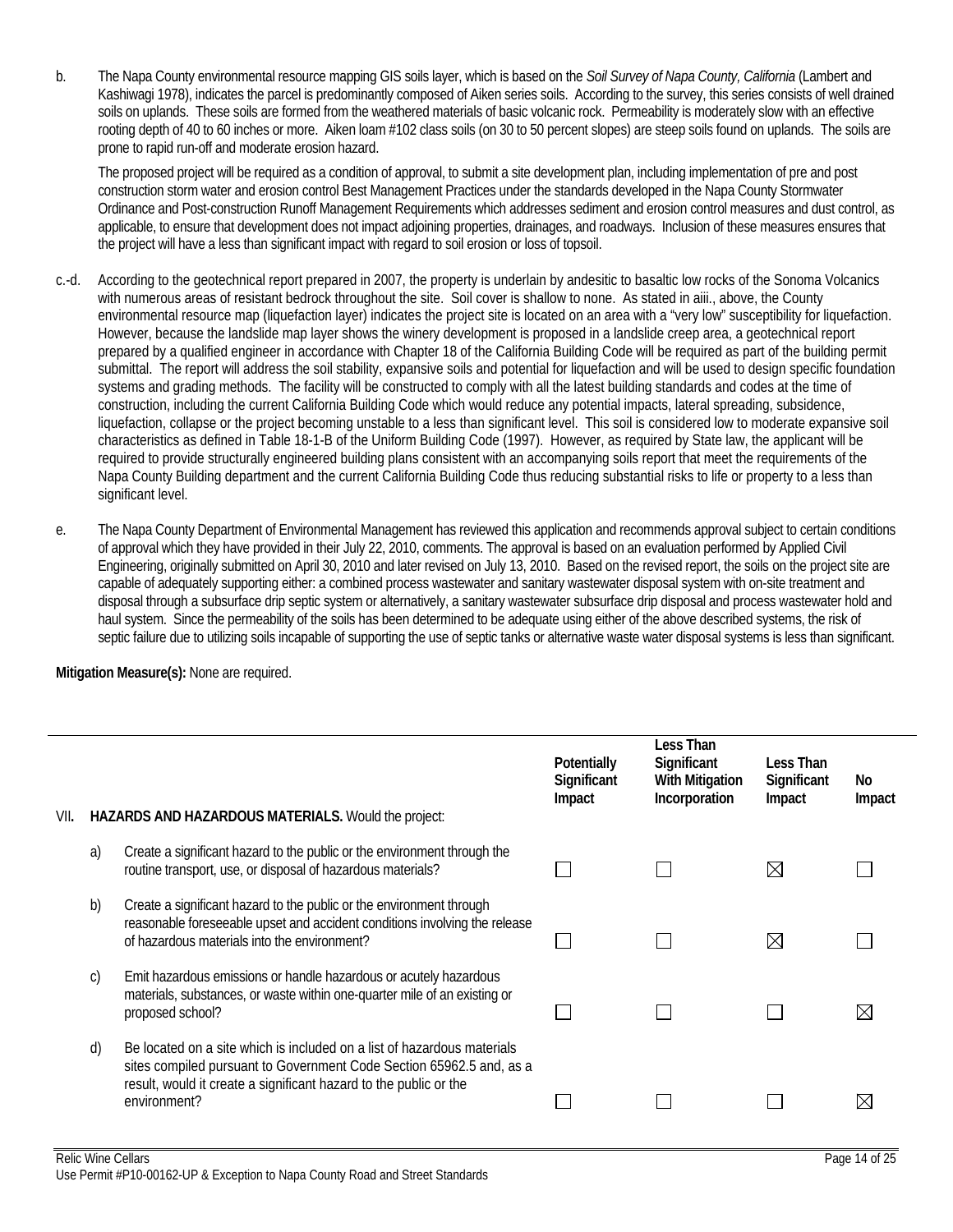b. The Napa County environmental resource mapping GIS soils layer, which is based on the *Soil Survey of Napa County, California* (Lambert and Kashiwagi 1978), indicates the parcel is predominantly composed of Aiken series soils. According to the survey, this series consists of well drained soils on uplands. These soils are formed from the weathered materials of basic volcanic rock. Permeability is moderately slow with an effective rooting depth of 40 to 60 inches or more. Aiken loam #102 class soils (on 30 to 50 percent slopes) are steep soils found on uplands. The soils are prone to rapid run-off and moderate erosion hazard.

The proposed project will be required as a condition of approval, to submit a site development plan, including implementation of pre and post construction storm water and erosion control Best Management Practices under the standards developed in the Napa County Stormwater Ordinance and Post-construction Runoff Management Requirements which addresses sediment and erosion control measures and dust control, as applicable, to ensure that development does not impact adjoining properties, drainages, and roadways. Inclusion of these measures ensures that the project will have a less than significant impact with regard to soil erosion or loss of topsoil.

c.-d. According to the geotechnical report prepared in 2007, the property is underlain by andesitic to basaltic low rocks of the Sonoma Volcanics with numerous areas of resistant bedrock throughout the site. Soil cover is shallow to none. As stated in aiii., above, the County environmental resource map (liquefaction layer) indicates the project site is located on an area with a "very low" susceptibility for liquefaction. However, because the landslide map layer shows the winery development is proposed in a landslide creep area, a geotechnical report prepared by a qualified engineer in accordance with Chapter 18 of the California Building Code will be required as part of the building permit submittal. The report will address the soil stability, expansive soils and potential for liquefaction and will be used to design specific foundation systems and grading methods. The facility will be constructed to comply with all the latest building standards and codes at the time of construction, including the current California Building Code which would reduce any potential impacts, lateral spreading, subsidence, liquefaction, collapse or the project becoming unstable to a less than significant level. This soil is considered low to moderate expansive soil characteristics as defined in Table 18-1-B of the Uniform Building Code (1997). However, as required by State law, the applicant will be required to provide structurally engineered building plans consistent with an accompanying soils report that meet the requirements of the Napa County Building department and the current California Building Code thus reducing substantial risks to life or property to a less than significant level.

e. The Napa County Department of Environmental Management has reviewed this application and recommends approval subject to certain conditions of approval which they have provided in their July 22, 2010, comments. The approval is based on an evaluation performed by Applied Civil Engineering, originally submitted on April 30, 2010 and later revised on July 13, 2010. Based on the revised report, the soils on the project site are capable of adequately supporting either: a combined process wastewater and sanitary wastewater disposal system with on-site treatment and disposal through a subsurface drip septic system or alternatively, a sanitary wastewater subsurface drip disposal and process wastewater hold and haul system. Since the permeability of the soils has been determined to be adequate using either of the above described systems, the risk of septic failure due to utilizing soils incapable of supporting the use of septic tanks or alternative waste water disposal systems is less than significant.

**Mitigation Measure(s):** None are required.

| | | | Potentially Significant Impact | Less Than Significant With Mitigation Incorporation | Less Than Significant Impact | No Impact |
|---|---|---|---|---|---|---|
| VII. | **HAZARDS AND HAZARDOUS MATERIALS.** Would the project: | | | | | |
| | a) | Create a significant hazard to the public or the environment through the routine transport, use, or disposal of hazardous materials? | ☐ | ☐ | ☒ | ☐ |
| | b) | Create a significant hazard to the public or the environment through reasonable foreseeable upset and accident conditions involving the release of hazardous materials into the environment? | ☐ | ☐ | ☒ | ☐ |
| | c) | Emit hazardous emissions or handle hazardous or acutely hazardous materials, substances, or waste within one-quarter mile of an existing or proposed school? | ☐ | ☐ | ☐ | ☒ |
| | d) | Be located on a site which is included on a list of hazardous materials sites compiled pursuant to Government Code Section 65962.5 and, as a result, would it create a significant hazard to the public or the environment? | ☐ | ☐ | ☐ | ☒ |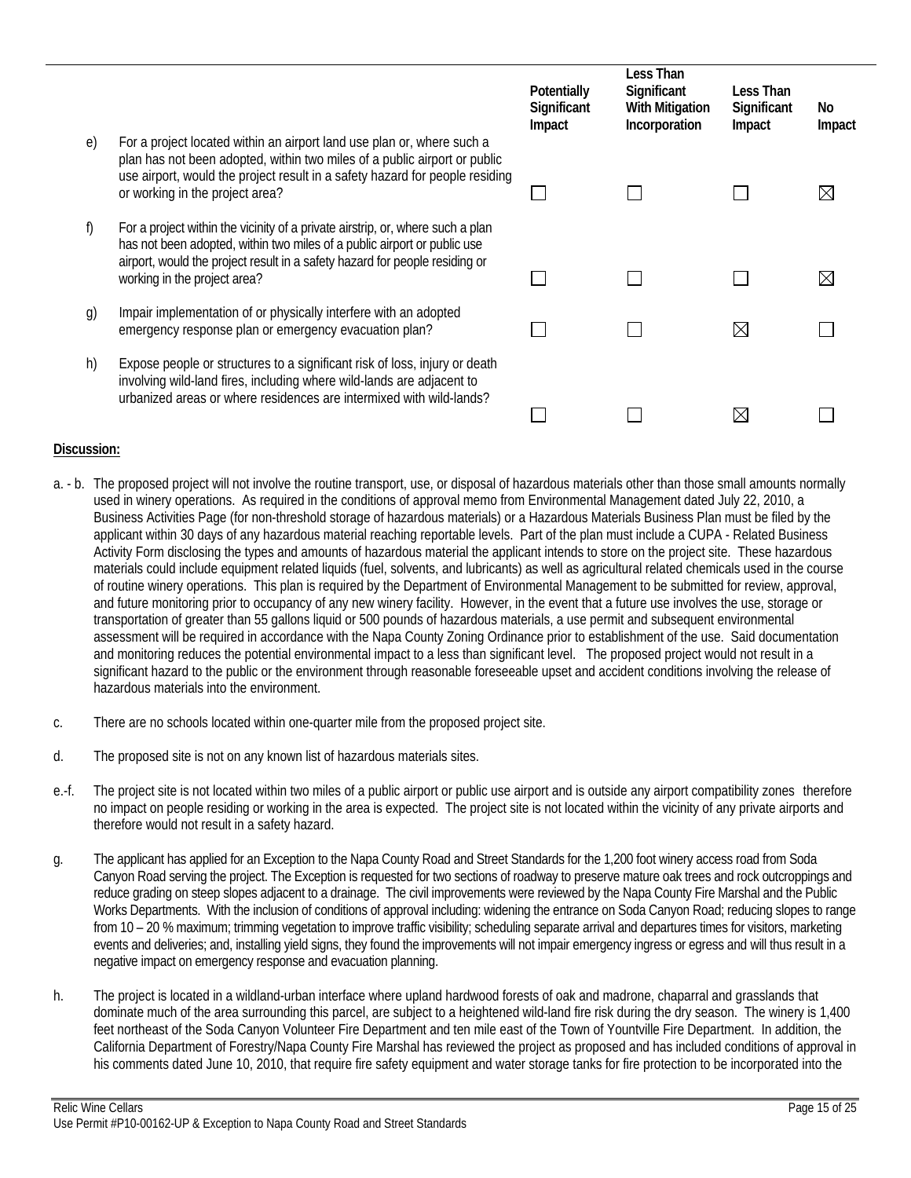| | | Potentially Significant Impact | Less Than Significant With Mitigation Incorporation | Less Than Significant Impact | No Impact |
|---|---|---|---|---|---|
| e) | For a project located within an airport land use plan or, where such a plan has not been adopted, within two miles of a public airport or public use airport, would the project result in a safety hazard for people residing or working in the project area? | ☐ | ☐ | ☐ | ☒ |
| f) | For a project within the vicinity of a private airstrip, or, where such a plan has not been adopted, within two miles of a public airport or public use airport, would the project result in a safety hazard for people residing or working in the project area? | ☐ | ☐ | ☐ | ☒ |
| g) | Impair implementation of or physically interfere with an adopted emergency response plan or emergency evacuation plan? | ☐ | ☐ | ☒ | ☐ |
| h) | Expose people or structures to a significant risk of loss, injury or death involving wild-land fires, including where wild-lands are adjacent to urbanized areas or where residences are intermixed with wild-lands? | ☐ | ☐ | ☒ | ☐ |

**Discussion:**

a. - b. The proposed project will not involve the routine transport, use, or disposal of hazardous materials other than those small amounts normally used in winery operations. As required in the conditions of approval memo from Environmental Management dated July 22, 2010, a Business Activities Page (for non-threshold storage of hazardous materials) or a Hazardous Materials Business Plan must be filed by the applicant within 30 days of any hazardous material reaching reportable levels. Part of the plan must include a CUPA - Related Business Activity Form disclosing the types and amounts of hazardous material the applicant intends to store on the project site. These hazardous materials could include equipment related liquids (fuel, solvents, and lubricants) as well as agricultural related chemicals used in the course of routine winery operations. This plan is required by the Department of Environmental Management to be submitted for review, approval, and future monitoring prior to occupancy of any new winery facility. However, in the event that a future use involves the use, storage or transportation of greater than 55 gallons liquid or 500 pounds of hazardous materials, a use permit and subsequent environmental assessment will be required in accordance with the Napa County Zoning Ordinance prior to establishment of the use. Said documentation and monitoring reduces the potential environmental impact to a less than significant level. The proposed project would not result in a significant hazard to the public or the environment through reasonable foreseeable upset and accident conditions involving the release of hazardous materials into the environment.

c. There are no schools located within one-quarter mile from the proposed project site.

d. The proposed site is not on any known list of hazardous materials sites.

e.-f. The project site is not located within two miles of a public airport or public use airport and is outside any airport compatibility zones therefore no impact on people residing or working in the area is expected. The project site is not located within the vicinity of any private airports and therefore would not result in a safety hazard.

g. The applicant has applied for an Exception to the Napa County Road and Street Standards for the 1,200 foot winery access road from Soda Canyon Road serving the project. The Exception is requested for two sections of roadway to preserve mature oak trees and rock outcroppings and reduce grading on steep slopes adjacent to a drainage. The civil improvements were reviewed by the Napa County Fire Marshal and the Public Works Departments. With the inclusion of conditions of approval including: widening the entrance on Soda Canyon Road; reducing slopes to range from 10 – 20 % maximum; trimming vegetation to improve traffic visibility; scheduling separate arrival and departures times for visitors, marketing events and deliveries; and, installing yield signs, they found the improvements will not impair emergency ingress or egress and will thus result in a negative impact on emergency response and evacuation planning.

h. The project is located in a wildland-urban interface where upland hardwood forests of oak and madrone, chaparral and grasslands that dominate much of the area surrounding this parcel, are subject to a heightened wild-land fire risk during the dry season. The winery is 1,400 feet northeast of the Soda Canyon Volunteer Fire Department and ten mile east of the Town of Yountville Fire Department. In addition, the California Department of Forestry/Napa County Fire Marshal has reviewed the project as proposed and has included conditions of approval in his comments dated June 10, 2010, that require fire safety equipment and water storage tanks for fire protection to be incorporated into the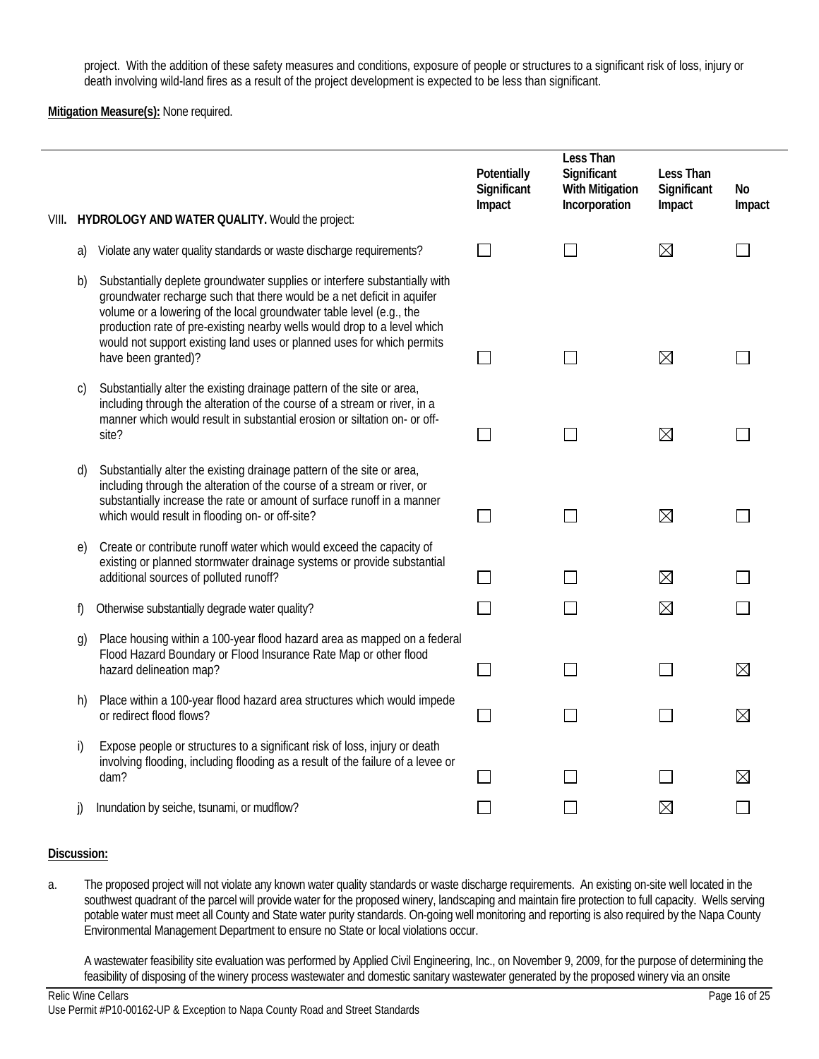project. With the addition of these safety measures and conditions, exposure of people or structures to a significant risk of loss, injury or death involving wild-land fires as a result of the project development is expected to be less than significant.

**Mitigation Measure(s):** None required.

| VIII. **HYDROLOGY AND WATER QUALITY.** Would the project: | Potentially Significant Impact | Less Than Significant With Mitigation Incorporation | Less Than Significant Impact | No Impact |
|---|---|---|---|---|
| a) Violate any water quality standards or waste discharge requirements? | ☐ | ☐ | ☒ | ☐ |
| b) Substantially deplete groundwater supplies or interfere substantially with groundwater recharge such that there would be a net deficit in aquifer volume or a lowering of the local groundwater table level (e.g., the production rate of pre-existing nearby wells would drop to a level which would not support existing land uses or planned uses for which permits have been granted)? | ☐ | ☐ | ☒ | ☐ |
| c) Substantially alter the existing drainage pattern of the site or area, including through the alteration of the course of a stream or river, in a manner which would result in substantial erosion or siltation on- or off-site? | ☐ | ☐ | ☒ | ☐ |
| d) Substantially alter the existing drainage pattern of the site or area, including through the alteration of the course of a stream or river, or substantially increase the rate or amount of surface runoff in a manner which would result in flooding on- or off-site? | ☐ | ☐ | ☒ | ☐ |
| e) Create or contribute runoff water which would exceed the capacity of existing or planned stormwater drainage systems or provide substantial additional sources of polluted runoff? | ☐ | ☐ | ☒ | ☐ |
| f) Otherwise substantially degrade water quality? | ☐ | ☐ | ☒ | ☐ |
| g) Place housing within a 100-year flood hazard area as mapped on a federal Flood Hazard Boundary or Flood Insurance Rate Map or other flood hazard delineation map? | ☐ | ☐ | ☐ | ☒ |
| h) Place within a 100-year flood hazard area structures which would impede or redirect flood flows? | ☐ | ☐ | ☐ | ☒ |
| i) Expose people or structures to a significant risk of loss, injury or death involving flooding, including flooding as a result of the failure of a levee or dam? | ☐ | ☐ | ☐ | ☒ |
| j) Inundation by seiche, tsunami, or mudflow? | ☐ | ☐ | ☒ | ☐ |

**Discussion:**

a. The proposed project will not violate any known water quality standards or waste discharge requirements. An existing on-site well located in the southwest quadrant of the parcel will provide water for the proposed winery, landscaping and maintain fire protection to full capacity. Wells serving potable water must meet all County and State water purity standards. On-going well monitoring and reporting is also required by the Napa County Environmental Management Department to ensure no State or local violations occur.

A wastewater feasibility site evaluation was performed by Applied Civil Engineering, Inc., on November 9, 2009, for the purpose of determining the feasibility of disposing of the winery process wastewater and domestic sanitary wastewater generated by the proposed winery via an onsite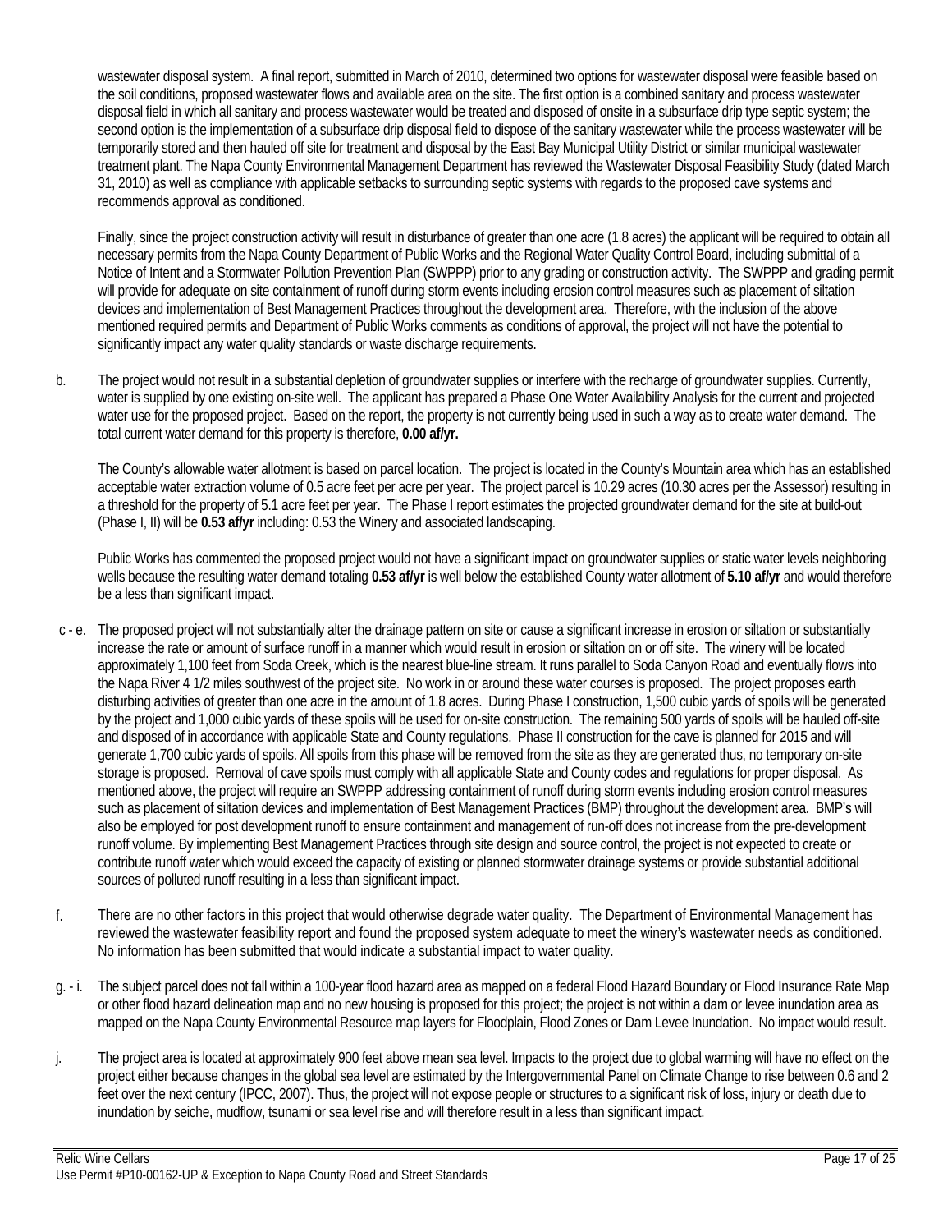wastewater disposal system. A final report, submitted in March of 2010, determined two options for wastewater disposal were feasible based on the soil conditions, proposed wastewater flows and available area on the site. The first option is a combined sanitary and process wastewater disposal field in which all sanitary and process wastewater would be treated and disposed of onsite in a subsurface drip type septic system; the second option is the implementation of a subsurface drip disposal field to dispose of the sanitary wastewater while the process wastewater will be temporarily stored and then hauled off site for treatment and disposal by the East Bay Municipal Utility District or similar municipal wastewater treatment plant. The Napa County Environmental Management Department has reviewed the Wastewater Disposal Feasibility Study (dated March 31, 2010) as well as compliance with applicable setbacks to surrounding septic systems with regards to the proposed cave systems and recommends approval as conditioned.

Finally, since the project construction activity will result in disturbance of greater than one acre (1.8 acres) the applicant will be required to obtain all necessary permits from the Napa County Department of Public Works and the Regional Water Quality Control Board, including submittal of a Notice of Intent and a Stormwater Pollution Prevention Plan (SWPPP) prior to any grading or construction activity. The SWPPP and grading permit will provide for adequate on site containment of runoff during storm events including erosion control measures such as placement of siltation devices and implementation of Best Management Practices throughout the development area. Therefore, with the inclusion of the above mentioned required permits and Department of Public Works comments as conditions of approval, the project will not have the potential to significantly impact any water quality standards or waste discharge requirements.

b. The project would not result in a substantial depletion of groundwater supplies or interfere with the recharge of groundwater supplies. Currently, water is supplied by one existing on-site well. The applicant has prepared a Phase One Water Availability Analysis for the current and projected water use for the proposed project. Based on the report, the property is not currently being used in such a way as to create water demand. The total current water demand for this property is therefore, **0.00 af/yr.**

The County's allowable water allotment is based on parcel location. The project is located in the County's Mountain area which has an established acceptable water extraction volume of 0.5 acre feet per acre per year. The project parcel is 10.29 acres (10.30 acres per the Assessor) resulting in a threshold for the property of 5.1 acre feet per year. The Phase I report estimates the projected groundwater demand for the site at build-out (Phase I, II) will be **0.53 af/yr** including: 0.53 the Winery and associated landscaping.

Public Works has commented the proposed project would not have a significant impact on groundwater supplies or static water levels neighboring wells because the resulting water demand totaling **0.53 af/yr** is well below the established County water allotment of **5.10 af/yr** and would therefore be a less than significant impact.

c - e. The proposed project will not substantially alter the drainage pattern on site or cause a significant increase in erosion or siltation or substantially increase the rate or amount of surface runoff in a manner which would result in erosion or siltation on or off site. The winery will be located approximately 1,100 feet from Soda Creek, which is the nearest blue-line stream. It runs parallel to Soda Canyon Road and eventually flows into the Napa River 4 1/2 miles southwest of the project site. No work in or around these water courses is proposed. The project proposes earth disturbing activities of greater than one acre in the amount of 1.8 acres. During Phase I construction, 1,500 cubic yards of spoils will be generated by the project and 1,000 cubic yards of these spoils will be used for on-site construction. The remaining 500 yards of spoils will be hauled off-site and disposed of in accordance with applicable State and County regulations. Phase II construction for the cave is planned for 2015 and will generate 1,700 cubic yards of spoils. All spoils from this phase will be removed from the site as they are generated thus, no temporary on-site storage is proposed. Removal of cave spoils must comply with all applicable State and County codes and regulations for proper disposal. As mentioned above, the project will require an SWPPP addressing containment of runoff during storm events including erosion control measures such as placement of siltation devices and implementation of Best Management Practices (BMP) throughout the development area. BMP's will also be employed for post development runoff to ensure containment and management of run-off does not increase from the pre-development runoff volume. By implementing Best Management Practices through site design and source control, the project is not expected to create or contribute runoff water which would exceed the capacity of existing or planned stormwater drainage systems or provide substantial additional sources of polluted runoff resulting in a less than significant impact.

f. There are no other factors in this project that would otherwise degrade water quality. The Department of Environmental Management has reviewed the wastewater feasibility report and found the proposed system adequate to meet the winery's wastewater needs as conditioned. No information has been submitted that would indicate a substantial impact to water quality.

g. - i. The subject parcel does not fall within a 100-year flood hazard area as mapped on a federal Flood Hazard Boundary or Flood Insurance Rate Map or other flood hazard delineation map and no new housing is proposed for this project; the project is not within a dam or levee inundation area as mapped on the Napa County Environmental Resource map layers for Floodplain, Flood Zones or Dam Levee Inundation. No impact would result.

j. The project area is located at approximately 900 feet above mean sea level. Impacts to the project due to global warming will have no effect on the project either because changes in the global sea level are estimated by the Intergovernmental Panel on Climate Change to rise between 0.6 and 2 feet over the next century (IPCC, 2007). Thus, the project will not expose people or structures to a significant risk of loss, injury or death due to inundation by seiche, mudflow, tsunami or sea level rise and will therefore result in a less than significant impact.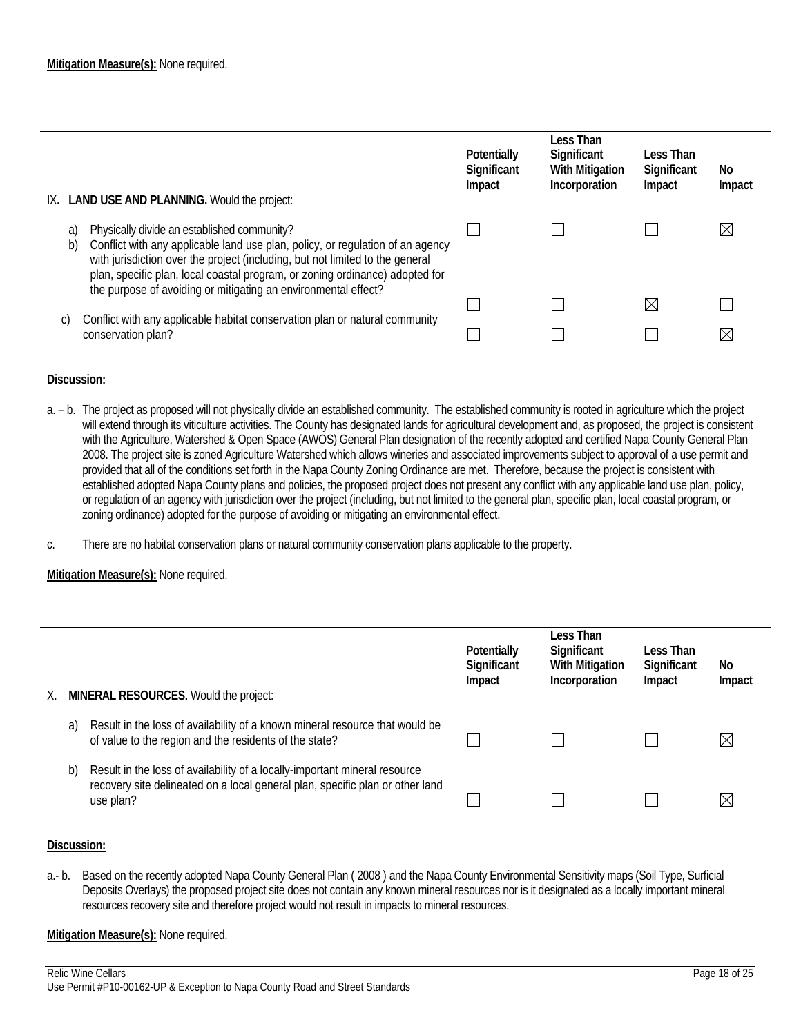**Mitigation Measure(s):** None required.

| IX. **LAND USE AND PLANNING.** Would the project: | Potentially Significant Impact | Less Than Significant With Mitigation Incorporation | Less Than Significant Impact | No Impact |
|---|---|---|---|---|
| a) Physically divide an established community? | ☐ | ☐ | ☐ | ☒ |
| b) Conflict with any applicable land use plan, policy, or regulation of an agency with jurisdiction over the project (including, but not limited to the general plan, specific plan, local coastal program, or zoning ordinance) adopted for the purpose of avoiding or mitigating an environmental effect? | ☐ | ☐ | ☒ | ☐ |
| c) Conflict with any applicable habitat conservation plan or natural community conservation plan? | ☐ | ☐ | ☐ | ☒ |

**Discussion:**

a. – b. The project as proposed will not physically divide an established community. The established community is rooted in agriculture which the project will extend through its viticulture activities. The County has designated lands for agricultural development and, as proposed, the project is consistent with the Agriculture, Watershed & Open Space (AWOS) General Plan designation of the recently adopted and certified Napa County General Plan 2008. The project site is zoned Agriculture Watershed which allows wineries and associated improvements subject to approval of a use permit and provided that all of the conditions set forth in the Napa County Zoning Ordinance are met. Therefore, because the project is consistent with established adopted Napa County plans and policies, the proposed project does not present any conflict with any applicable land use plan, policy, or regulation of an agency with jurisdiction over the project (including, but not limited to the general plan, specific plan, local coastal program, or zoning ordinance) adopted for the purpose of avoiding or mitigating an environmental effect.

c. There are no habitat conservation plans or natural community conservation plans applicable to the property.

**Mitigation Measure(s):** None required.

| X. **MINERAL RESOURCES.** Would the project: | Potentially Significant Impact | Less Than Significant With Mitigation Incorporation | Less Than Significant Impact | No Impact |
|---|---|---|---|---|
| a) Result in the loss of availability of a known mineral resource that would be of value to the region and the residents of the state? | ☐ | ☐ | ☐ | ☒ |
| b) Result in the loss of availability of a locally-important mineral resource recovery site delineated on a local general plan, specific plan or other land use plan? | ☐ | ☐ | ☐ | ☒ |

**Discussion:**

a.- b. Based on the recently adopted Napa County General Plan ( 2008 ) and the Napa County Environmental Sensitivity maps (Soil Type, Surficial Deposits Overlays) the proposed project site does not contain any known mineral resources nor is it designated as a locally important mineral resources recovery site and therefore project would not result in impacts to mineral resources.

**Mitigation Measure(s):** None required.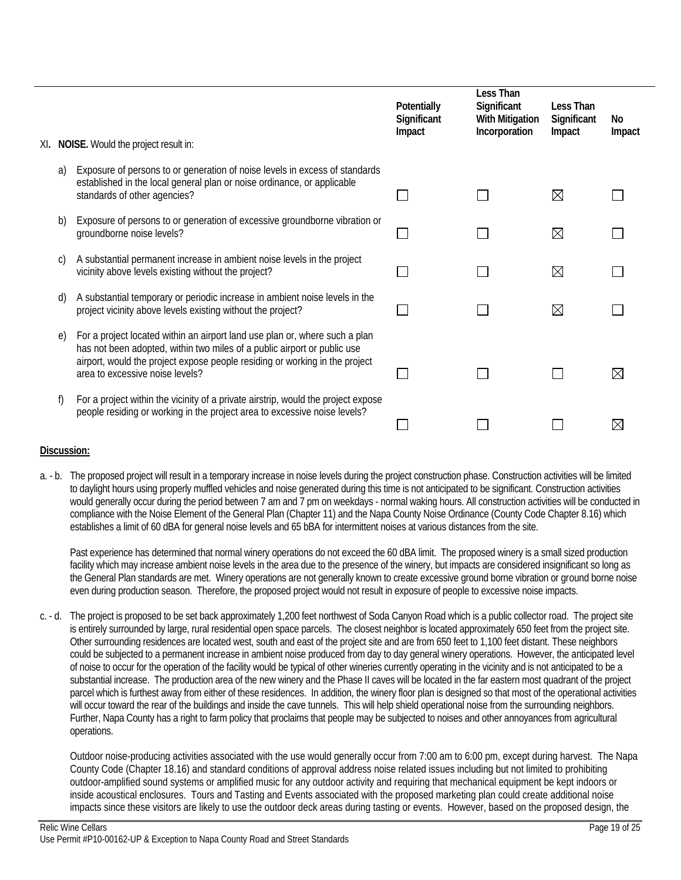| XI. **NOISE.** Would the project result in: | Potentially Significant Impact | Less Than Significant With Mitigation Incorporation | Less Than Significant Impact | No Impact |
|---|---|---|---|---|
| a) Exposure of persons to or generation of noise levels in excess of standards established in the local general plan or noise ordinance, or applicable standards of other agencies? | ☐ | ☐ | ☒ | ☐ |
| b) Exposure of persons to or generation of excessive groundborne vibration or groundborne noise levels? | ☐ | ☐ | ☒ | ☐ |
| c) A substantial permanent increase in ambient noise levels in the project vicinity above levels existing without the project? | ☐ | ☐ | ☒ | ☐ |
| d) A substantial temporary or periodic increase in ambient noise levels in the project vicinity above levels existing without the project? | ☐ | ☐ | ☒ | ☐ |
| e) For a project located within an airport land use plan or, where such a plan has not been adopted, within two miles of a public airport or public use airport, would the project expose people residing or working in the project area to excessive noise levels? | ☐ | ☐ | ☐ | ☒ |
| f) For a project within the vicinity of a private airstrip, would the project expose people residing or working in the project area to excessive noise levels? | ☐ | ☐ | ☐ | ☒ |

**Discussion:**

a. - b. The proposed project will result in a temporary increase in noise levels during the project construction phase. Construction activities will be limited to daylight hours using properly muffled vehicles and noise generated during this time is not anticipated to be significant. Construction activities would generally occur during the period between 7 am and 7 pm on weekdays - normal waking hours. All construction activities will be conducted in compliance with the Noise Element of the General Plan (Chapter 11) and the Napa County Noise Ordinance (County Code Chapter 8.16) which establishes a limit of 60 dBA for general noise levels and 65 bBA for intermittent noises at various distances from the site.

Past experience has determined that normal winery operations do not exceed the 60 dBA limit. The proposed winery is a small sized production facility which may increase ambient noise levels in the area due to the presence of the winery, but impacts are considered insignificant so long as the General Plan standards are met. Winery operations are not generally known to create excessive ground borne vibration or ground borne noise even during production season. Therefore, the proposed project would not result in exposure of people to excessive noise impacts.

c. - d. The project is proposed to be set back approximately 1,200 feet northwest of Soda Canyon Road which is a public collector road. The project site is entirely surrounded by large, rural residential open space parcels. The closest neighbor is located approximately 650 feet from the project site. Other surrounding residences are located west, south and east of the project site and are from 650 feet to 1,100 feet distant. These neighbors could be subjected to a permanent increase in ambient noise produced from day to day general winery operations. However, the anticipated level of noise to occur for the operation of the facility would be typical of other wineries currently operating in the vicinity and is not anticipated to be a substantial increase. The production area of the new winery and the Phase II caves will be located in the far eastern most quadrant of the project parcel which is furthest away from either of these residences. In addition, the winery floor plan is designed so that most of the operational activities will occur toward the rear of the buildings and inside the cave tunnels. This will help shield operational noise from the surrounding neighbors. Further, Napa County has a right to farm policy that proclaims that people may be subjected to noises and other annoyances from agricultural operations.

Outdoor noise-producing activities associated with the use would generally occur from 7:00 am to 6:00 pm, except during harvest. The Napa County Code (Chapter 18.16) and standard conditions of approval address noise related issues including but not limited to prohibiting outdoor-amplified sound systems or amplified music for any outdoor activity and requiring that mechanical equipment be kept indoors or inside acoustical enclosures. Tours and Tasting and Events associated with the proposed marketing plan could create additional noise impacts since these visitors are likely to use the outdoor deck areas during tasting or events. However, based on the proposed design, the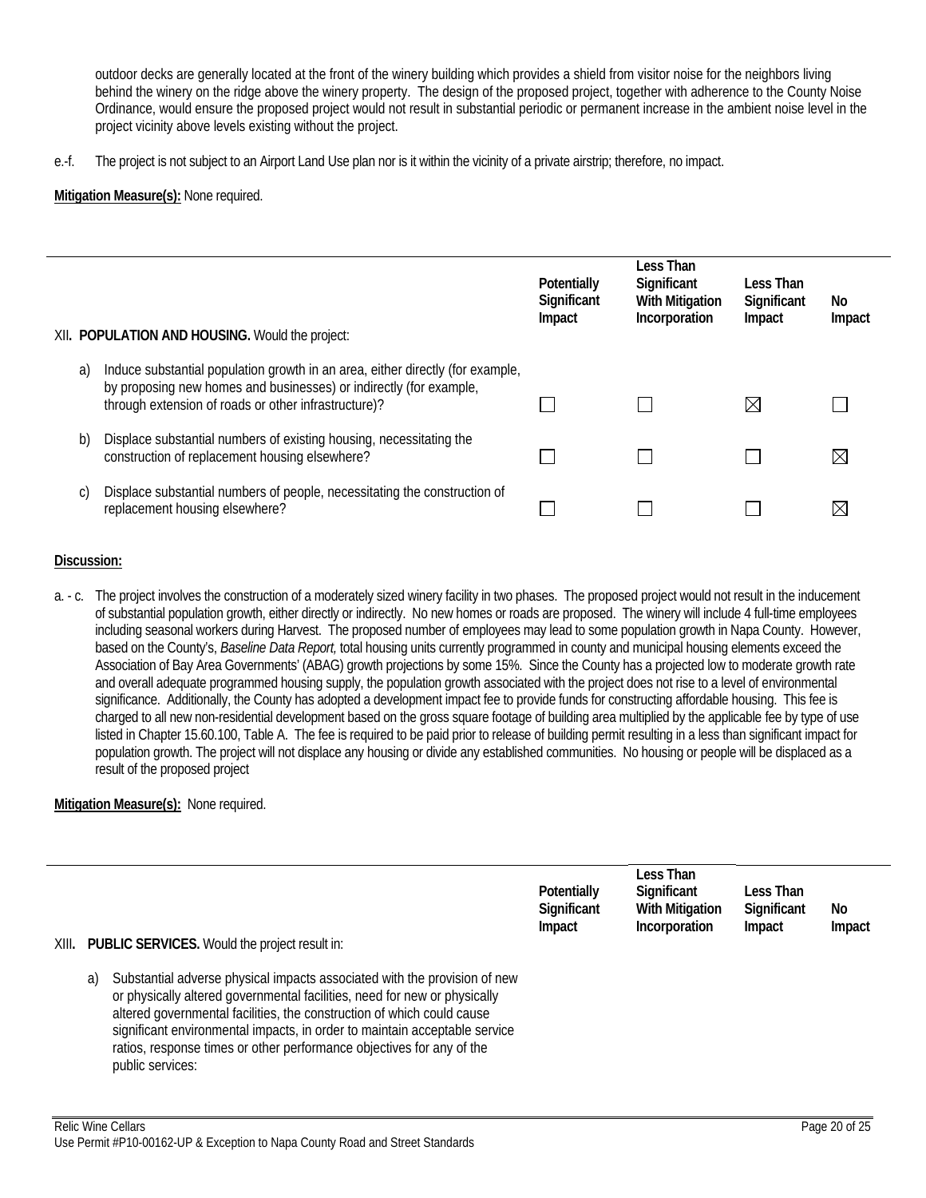outdoor decks are generally located at the front of the winery building which provides a shield from visitor noise for the neighbors living behind the winery on the ridge above the winery property. The design of the proposed project, together with adherence to the County Noise Ordinance, would ensure the proposed project would not result in substantial periodic or permanent increase in the ambient noise level in the project vicinity above levels existing without the project.

e.-f. The project is not subject to an Airport Land Use plan nor is it within the vicinity of a private airstrip; therefore, no impact.

**Mitigation Measure(s):** None required.

| XII. **POPULATION AND HOUSING.** Would the project: | Potentially Significant Impact | Less Than Significant With Mitigation Incorporation | Less Than Significant Impact | No Impact |
|---|---|---|---|---|
| a) Induce substantial population growth in an area, either directly (for example, by proposing new homes and businesses) or indirectly (for example, through extension of roads or other infrastructure)? | ☐ | ☐ | ☒ | ☐ |
| b) Displace substantial numbers of existing housing, necessitating the construction of replacement housing elsewhere? | ☐ | ☐ | ☐ | ☒ |
| c) Displace substantial numbers of people, necessitating the construction of replacement housing elsewhere? | ☐ | ☐ | ☐ | ☒ |

**Discussion:**

a. - c. The project involves the construction of a moderately sized winery facility in two phases. The proposed project would not result in the inducement of substantial population growth, either directly or indirectly. No new homes or roads are proposed. The winery will include 4 full-time employees including seasonal workers during Harvest. The proposed number of employees may lead to some population growth in Napa County. However, based on the County's, *Baseline Data Report,* total housing units currently programmed in county and municipal housing elements exceed the Association of Bay Area Governments' (ABAG) growth projections by some 15%. Since the County has a projected low to moderate growth rate and overall adequate programmed housing supply, the population growth associated with the project does not rise to a level of environmental significance. Additionally, the County has adopted a development impact fee to provide funds for constructing affordable housing. This fee is charged to all new non-residential development based on the gross square footage of building area multiplied by the applicable fee by type of use listed in Chapter 15.60.100, Table A. The fee is required to be paid prior to release of building permit resulting in a less than significant impact for population growth. The project will not displace any housing or divide any established communities. No housing or people will be displaced as a result of the proposed project

**Mitigation Measure(s):** None required.

| XIII. **PUBLIC SERVICES.** Would the project result in: | Potentially Significant Impact | Less Than Significant With Mitigation Incorporation | Less Than Significant Impact | No Impact |
|---|---|---|---|---|
| a) Substantial adverse physical impacts associated with the provision of new or physically altered governmental facilities, need for new or physically altered governmental facilities, the construction of which could cause significant environmental impacts, in order to maintain acceptable service ratios, response times or other performance objectives for any of the public services: | | | | |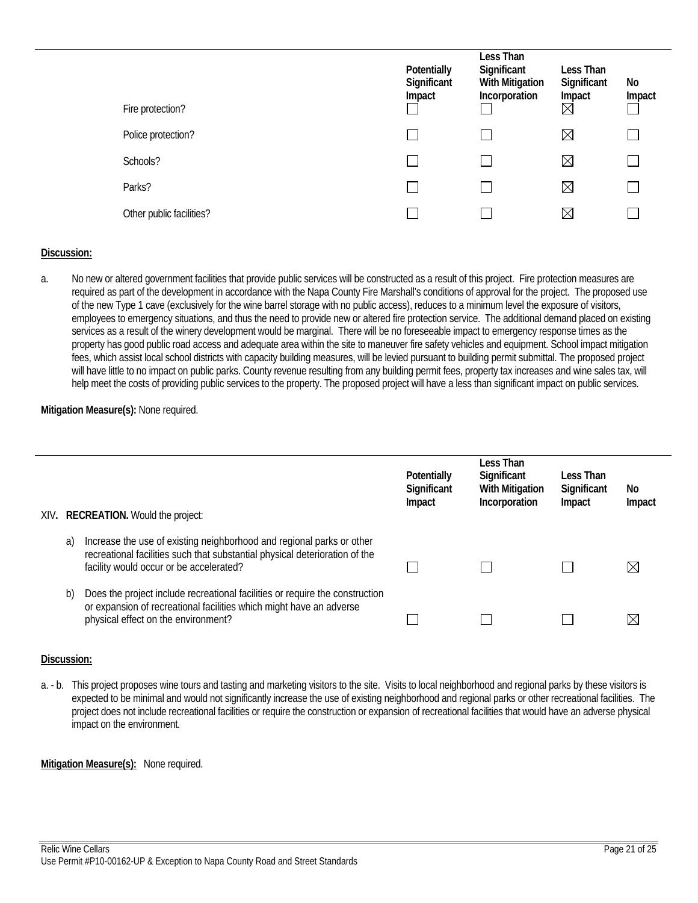| | Potentially Significant Impact | Less Than Significant With Mitigation Incorporation | Less Than Significant Impact | No Impact |
|---|---|---|---|---|
| Fire protection? | ☐ | ☐ | ☒ | ☐ |
| Police protection? | ☐ | ☐ | ☒ | ☐ |
| Schools? | ☐ | ☐ | ☒ | ☐ |
| Parks? | ☐ | ☐ | ☒ | ☐ |
| Other public facilities? | ☐ | ☐ | ☒ | ☐ |

**Discussion:**

a. No new or altered government facilities that provide public services will be constructed as a result of this project. Fire protection measures are required as part of the development in accordance with the Napa County Fire Marshall's conditions of approval for the project. The proposed use of the new Type 1 cave (exclusively for the wine barrel storage with no public access), reduces to a minimum level the exposure of visitors, employees to emergency situations, and thus the need to provide new or altered fire protection service. The additional demand placed on existing services as a result of the winery development would be marginal. There will be no foreseeable impact to emergency response times as the property has good public road access and adequate area within the site to maneuver fire safety vehicles and equipment. School impact mitigation fees, which assist local school districts with capacity building measures, will be levied pursuant to building permit submittal. The proposed project will have little to no impact on public parks. County revenue resulting from any building permit fees, property tax increases and wine sales tax, will help meet the costs of providing public services to the property. The proposed project will have a less than significant impact on public services.

**Mitigation Measure(s):** None required.

| XIV. **RECREATION.** Would the project: | Potentially Significant Impact | Less Than Significant With Mitigation Incorporation | Less Than Significant Impact | No Impact |
|---|---|---|---|---|
| a) Increase the use of existing neighborhood and regional parks or other recreational facilities such that substantial physical deterioration of the facility would occur or be accelerated? | ☐ | ☐ | ☐ | ☒ |
| b) Does the project include recreational facilities or require the construction or expansion of recreational facilities which might have an adverse physical effect on the environment? | ☐ | ☐ | ☐ | ☒ |

**Discussion:**

a. - b. This project proposes wine tours and tasting and marketing visitors to the site. Visits to local neighborhood and regional parks by these visitors is expected to be minimal and would not significantly increase the use of existing neighborhood and regional parks or other recreational facilities. The project does not include recreational facilities or require the construction or expansion of recreational facilities that would have an adverse physical impact on the environment.

**Mitigation Measure(s):** None required.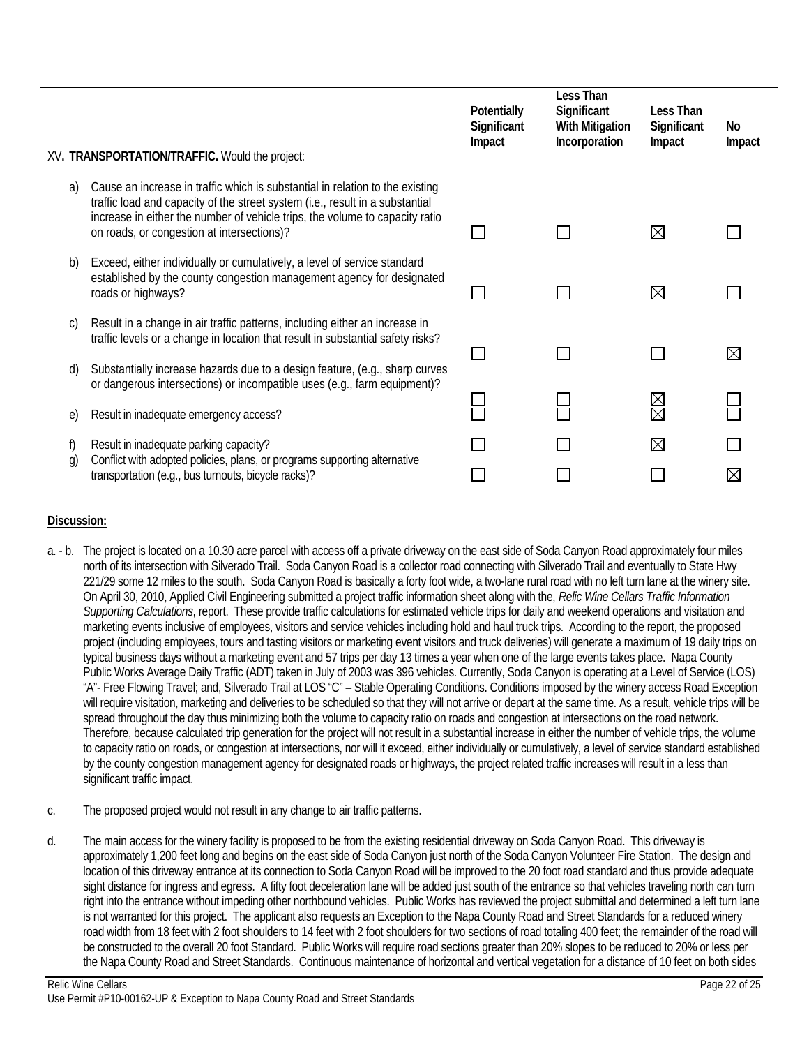| XV. **TRANSPORTATION/TRAFFIC.** Would the project: | Potentially Significant Impact | Less Than Significant With Mitigation Incorporation | Less Than Significant Impact | No Impact |
|---|---|---|---|---|
| a) Cause an increase in traffic which is substantial in relation to the existing traffic load and capacity of the street system (i.e., result in a substantial increase in either the number of vehicle trips, the volume to capacity ratio on roads, or congestion at intersections)? | ☐ | ☐ | ☒ | ☐ |
| b) Exceed, either individually or cumulatively, a level of service standard established by the county congestion management agency for designated roads or highways? | ☐ | ☐ | ☒ | ☐ |
| c) Result in a change in air traffic patterns, including either an increase in traffic levels or a change in location that result in substantial safety risks? | ☐ | ☐ | ☐ | ☒ |
| d) Substantially increase hazards due to a design feature, (e.g., sharp curves or dangerous intersections) or incompatible uses (e.g., farm equipment)? | ☐ | ☐ | ☒ | ☐ |
| e) Result in inadequate emergency access? | ☐ | ☐ | ☒ | ☐ |
| f) Result in inadequate parking capacity? | ☐ | ☐ | ☒ | ☐ |
| g) Conflict with adopted policies, plans, or programs supporting alternative transportation (e.g., bus turnouts, bicycle racks)? | ☐ | ☐ | ☐ | ☒ |

**Discussion:**

a. - b. The project is located on a 10.30 acre parcel with access off a private driveway on the east side of Soda Canyon Road approximately four miles north of its intersection with Silverado Trail. Soda Canyon Road is a collector road connecting with Silverado Trail and eventually to State Hwy 221/29 some 12 miles to the south. Soda Canyon Road is basically a forty foot wide, a two-lane rural road with no left turn lane at the winery site. On April 30, 2010, Applied Civil Engineering submitted a project traffic information sheet along with the, *Relic Wine Cellars Traffic Information Supporting Calculations*, report. These provide traffic calculations for estimated vehicle trips for daily and weekend operations and visitation and marketing events inclusive of employees, visitors and service vehicles including hold and haul truck trips. According to the report, the proposed project (including employees, tours and tasting visitors or marketing event visitors and truck deliveries) will generate a maximum of 19 daily trips on typical business days without a marketing event and 57 trips per day 13 times a year when one of the large events takes place. Napa County Public Works Average Daily Traffic (ADT) taken in July of 2003 was 396 vehicles. Currently, Soda Canyon is operating at a Level of Service (LOS) "A"- Free Flowing Travel; and, Silverado Trail at LOS "C" – Stable Operating Conditions. Conditions imposed by the winery access Road Exception will require visitation, marketing and deliveries to be scheduled so that they will not arrive or depart at the same time. As a result, vehicle trips will be spread throughout the day thus minimizing both the volume to capacity ratio on roads and congestion at intersections on the road network. Therefore, because calculated trip generation for the project will not result in a substantial increase in either the number of vehicle trips, the volume to capacity ratio on roads, or congestion at intersections, nor will it exceed, either individually or cumulatively, a level of service standard established by the county congestion management agency for designated roads or highways, the project related traffic increases will result in a less than significant traffic impact.

c. The proposed project would not result in any change to air traffic patterns.

d. The main access for the winery facility is proposed to be from the existing residential driveway on Soda Canyon Road. This driveway is approximately 1,200 feet long and begins on the east side of Soda Canyon just north of the Soda Canyon Volunteer Fire Station. The design and location of this driveway entrance at its connection to Soda Canyon Road will be improved to the 20 foot road standard and thus provide adequate sight distance for ingress and egress. A fifty foot deceleration lane will be added just south of the entrance so that vehicles traveling north can turn right into the entrance without impeding other northbound vehicles. Public Works has reviewed the project submittal and determined a left turn lane is not warranted for this project. The applicant also requests an Exception to the Napa County Road and Street Standards for a reduced winery road width from 18 feet with 2 foot shoulders to 14 feet with 2 foot shoulders for two sections of road totaling 400 feet; the remainder of the road will be constructed to the overall 20 foot Standard. Public Works will require road sections greater than 20% slopes to be reduced to 20% or less per the Napa County Road and Street Standards. Continuous maintenance of horizontal and vertical vegetation for a distance of 10 feet on both sides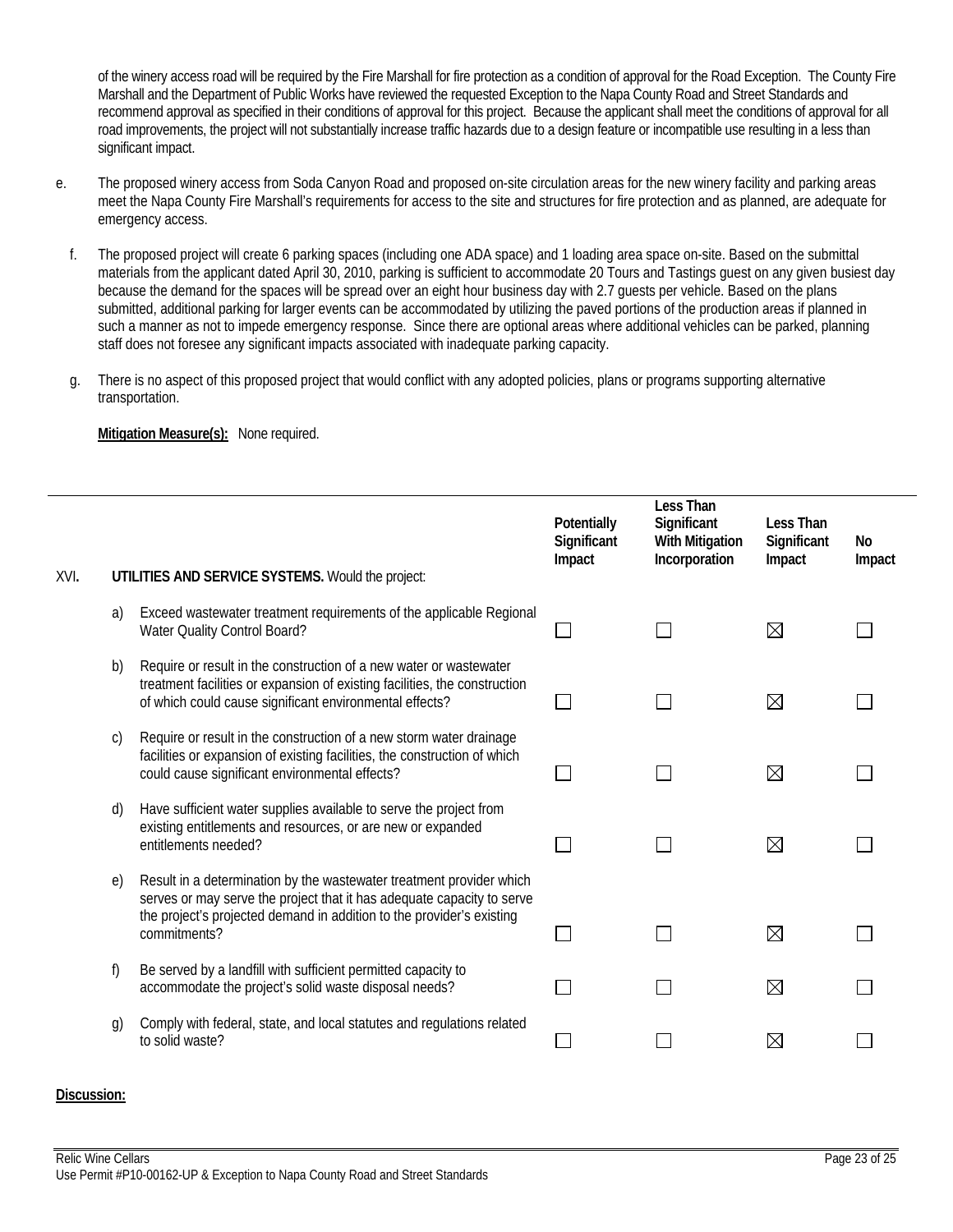of the winery access road will be required by the Fire Marshall for fire protection as a condition of approval for the Road Exception. The County Fire Marshall and the Department of Public Works have reviewed the requested Exception to the Napa County Road and Street Standards and recommend approval as specified in their conditions of approval for this project. Because the applicant shall meet the conditions of approval for all road improvements, the project will not substantially increase traffic hazards due to a design feature or incompatible use resulting in a less than significant impact.

e. The proposed winery access from Soda Canyon Road and proposed on-site circulation areas for the new winery facility and parking areas meet the Napa County Fire Marshall's requirements for access to the site and structures for fire protection and as planned, are adequate for emergency access.

f. The proposed project will create 6 parking spaces (including one ADA space) and 1 loading area space on-site. Based on the submittal materials from the applicant dated April 30, 2010, parking is sufficient to accommodate 20 Tours and Tastings guest on any given busiest day because the demand for the spaces will be spread over an eight hour business day with 2.7 guests per vehicle. Based on the plans submitted, additional parking for larger events can be accommodated by utilizing the paved portions of the production areas if planned in such a manner as not to impede emergency response. Since there are optional areas where additional vehicles can be parked, planning staff does not foresee any significant impacts associated with inadequate parking capacity.

g. There is no aspect of this proposed project that would conflict with any adopted policies, plans or programs supporting alternative transportation.

**Mitigation Measure(s):** None required.

| XVI. **UTILITIES AND SERVICE SYSTEMS.** Would the project: | Potentially Significant Impact | Less Than Significant With Mitigation Incorporation | Less Than Significant Impact | No Impact |
|---|---|---|---|---|
| a) Exceed wastewater treatment requirements of the applicable Regional Water Quality Control Board? | ☐ | ☐ | ☒ | ☐ |
| b) Require or result in the construction of a new water or wastewater treatment facilities or expansion of existing facilities, the construction of which could cause significant environmental effects? | ☐ | ☐ | ☒ | ☐ |
| c) Require or result in the construction of a new storm water drainage facilities or expansion of existing facilities, the construction of which could cause significant environmental effects? | ☐ | ☐ | ☒ | ☐ |
| d) Have sufficient water supplies available to serve the project from existing entitlements and resources, or are new or expanded entitlements needed? | ☐ | ☐ | ☒ | ☐ |
| e) Result in a determination by the wastewater treatment provider which serves or may serve the project that it has adequate capacity to serve the project's projected demand in addition to the provider's existing commitments? | ☐ | ☐ | ☒ | ☐ |
| f) Be served by a landfill with sufficient permitted capacity to accommodate the project's solid waste disposal needs? | ☐ | ☐ | ☒ | ☐ |
| g) Comply with federal, state, and local statutes and regulations related to solid waste? | ☐ | ☐ | ☒ | ☐ |

**Discussion:**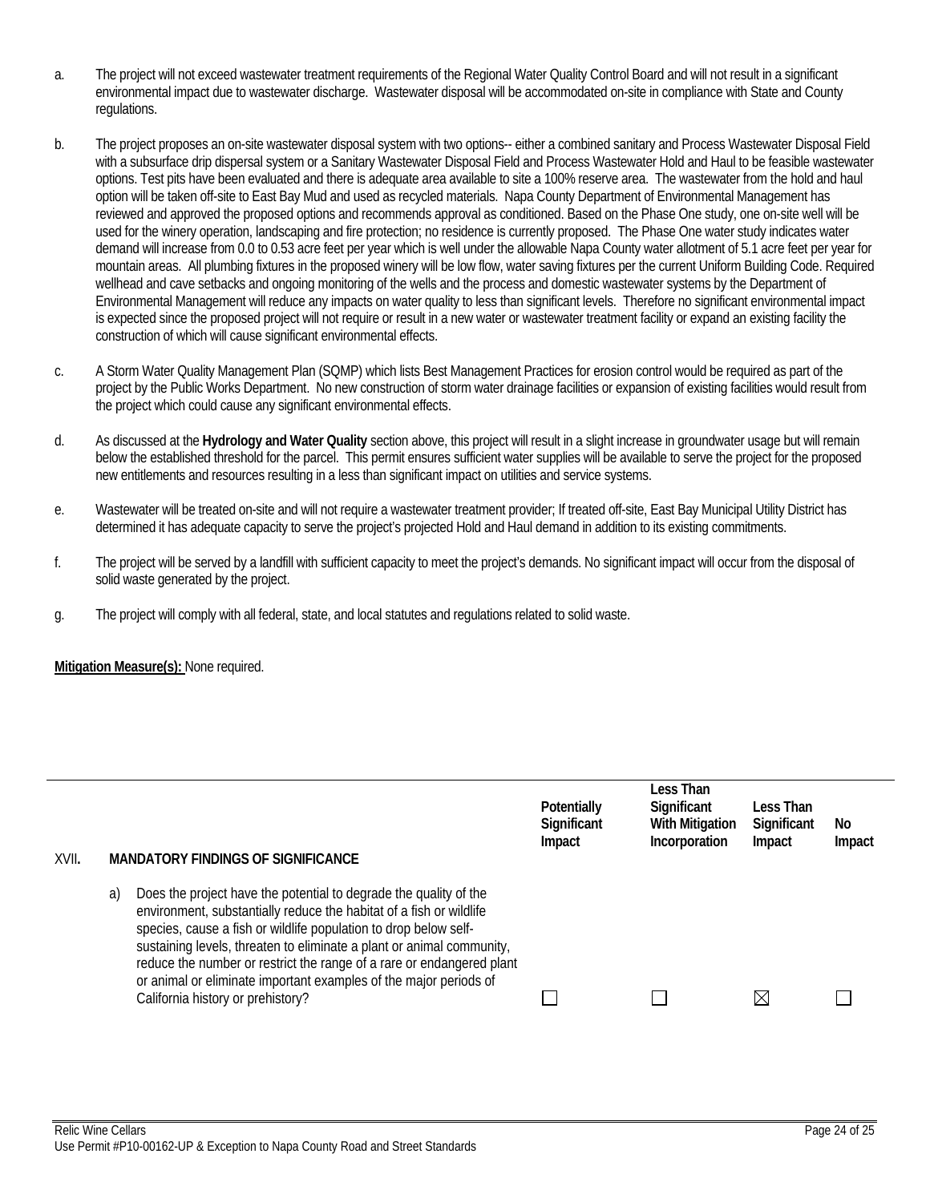a. The project will not exceed wastewater treatment requirements of the Regional Water Quality Control Board and will not result in a significant environmental impact due to wastewater discharge. Wastewater disposal will be accommodated on-site in compliance with State and County regulations.

b. The project proposes an on-site wastewater disposal system with two options-- either a combined sanitary and Process Wastewater Disposal Field with a subsurface drip dispersal system or a Sanitary Wastewater Disposal Field and Process Wastewater Hold and Haul to be feasible wastewater options. Test pits have been evaluated and there is adequate area available to site a 100% reserve area. The wastewater from the hold and haul option will be taken off-site to East Bay Mud and used as recycled materials. Napa County Department of Environmental Management has reviewed and approved the proposed options and recommends approval as conditioned. Based on the Phase One study, one on-site well will be used for the winery operation, landscaping and fire protection; no residence is currently proposed. The Phase One water study indicates water demand will increase from 0.0 to 0.53 acre feet per year which is well under the allowable Napa County water allotment of 5.1 acre feet per year for mountain areas. All plumbing fixtures in the proposed winery will be low flow, water saving fixtures per the current Uniform Building Code. Required wellhead and cave setbacks and ongoing monitoring of the wells and the process and domestic wastewater systems by the Department of Environmental Management will reduce any impacts on water quality to less than significant levels. Therefore no significant environmental impact is expected since the proposed project will not require or result in a new water or wastewater treatment facility or expand an existing facility the construction of which will cause significant environmental effects.

c. A Storm Water Quality Management Plan (SQMP) which lists Best Management Practices for erosion control would be required as part of the project by the Public Works Department. No new construction of storm water drainage facilities or expansion of existing facilities would result from the project which could cause any significant environmental effects.

d. As discussed at the **Hydrology and Water Quality** section above, this project will result in a slight increase in groundwater usage but will remain below the established threshold for the parcel. This permit ensures sufficient water supplies will be available to serve the project for the proposed new entitlements and resources resulting in a less than significant impact on utilities and service systems.

e. Wastewater will be treated on-site and will not require a wastewater treatment provider; If treated off-site, East Bay Municipal Utility District has determined it has adequate capacity to serve the project's projected Hold and Haul demand in addition to its existing commitments.

f. The project will be served by a landfill with sufficient capacity to meet the project's demands. No significant impact will occur from the disposal of solid waste generated by the project.

g. The project will comply with all federal, state, and local statutes and regulations related to solid waste.

**Mitigation Measure(s):** None required.

| XVII. MANDATORY FINDINGS OF SIGNIFICANCE | Potentially Significant Impact | Less Than Significant With Mitigation Incorporation | Less Than Significant Impact | No Impact |
|---|---|---|---|---|
| a) Does the project have the potential to degrade the quality of the environment, substantially reduce the habitat of a fish or wildlife species, cause a fish or wildlife population to drop below self-sustaining levels, threaten to eliminate a plant or animal community, reduce the number or restrict the range of a rare or endangered plant or animal or eliminate important examples of the major periods of California history or prehistory? | ☐ | ☐ | ☒ | ☐ |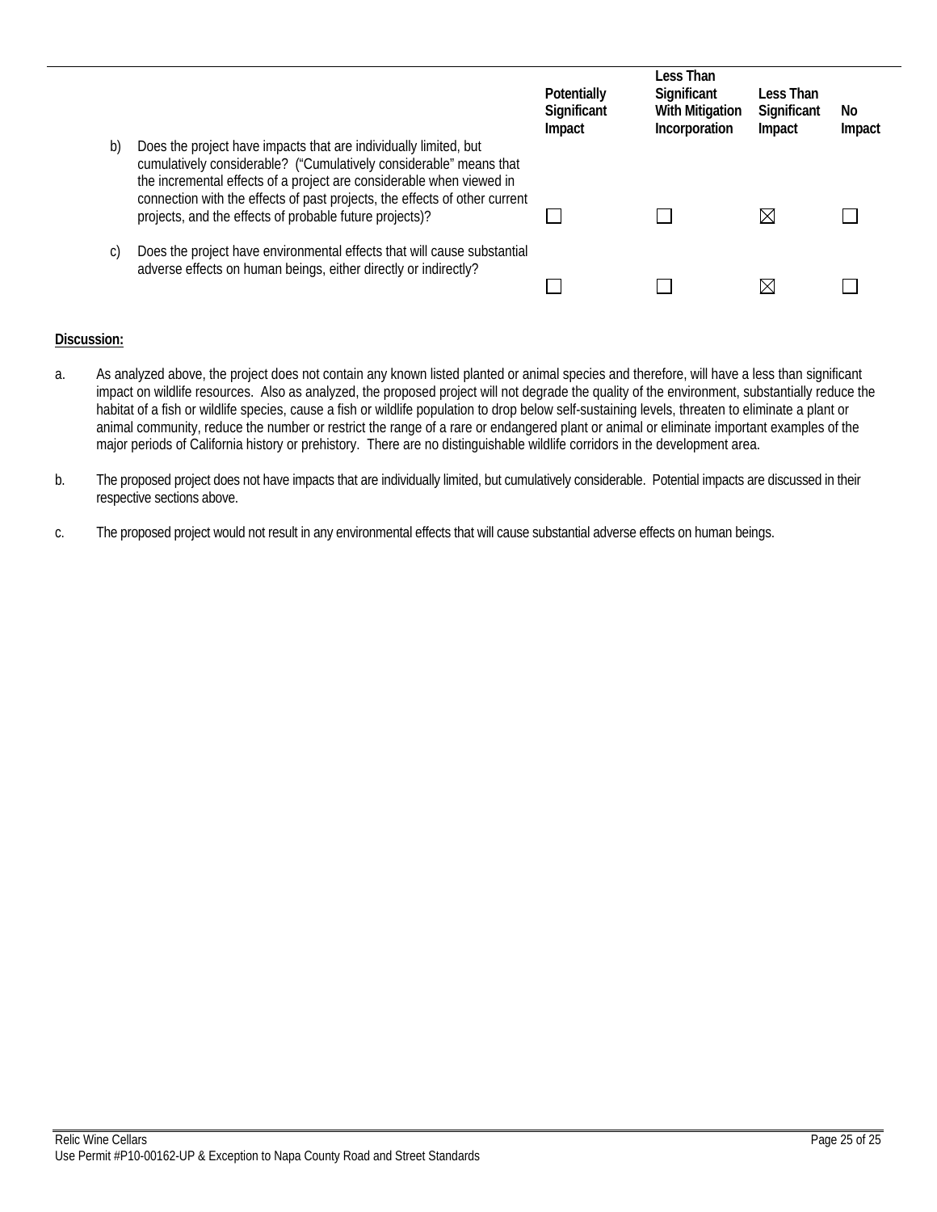| | | Potentially Significant Impact | Less Than Significant With Mitigation Incorporation | Less Than Significant Impact | No Impact |
|---|---|---|---|---|---|
| b) | Does the project have impacts that are individually limited, but cumulatively considerable? ("Cumulatively considerable" means that the incremental effects of a project are considerable when viewed in connection with the effects of past projects, the effects of other current projects, and the effects of probable future projects)? | ☐ | ☐ | ☒ | ☐ |
| c) | Does the project have environmental effects that will cause substantial adverse effects on human beings, either directly or indirectly? | ☐ | ☐ | ☒ | ☐ |

**Discussion:**

a. As analyzed above, the project does not contain any known listed planted or animal species and therefore, will have a less than significant impact on wildlife resources. Also as analyzed, the proposed project will not degrade the quality of the environment, substantially reduce the habitat of a fish or wildlife species, cause a fish or wildlife population to drop below self-sustaining levels, threaten to eliminate a plant or animal community, reduce the number or restrict the range of a rare or endangered plant or animal or eliminate important examples of the major periods of California history or prehistory. There are no distinguishable wildlife corridors in the development area.

b. The proposed project does not have impacts that are individually limited, but cumulatively considerable. Potential impacts are discussed in their respective sections above.

c. The proposed project would not result in any environmental effects that will cause substantial adverse effects on human beings.